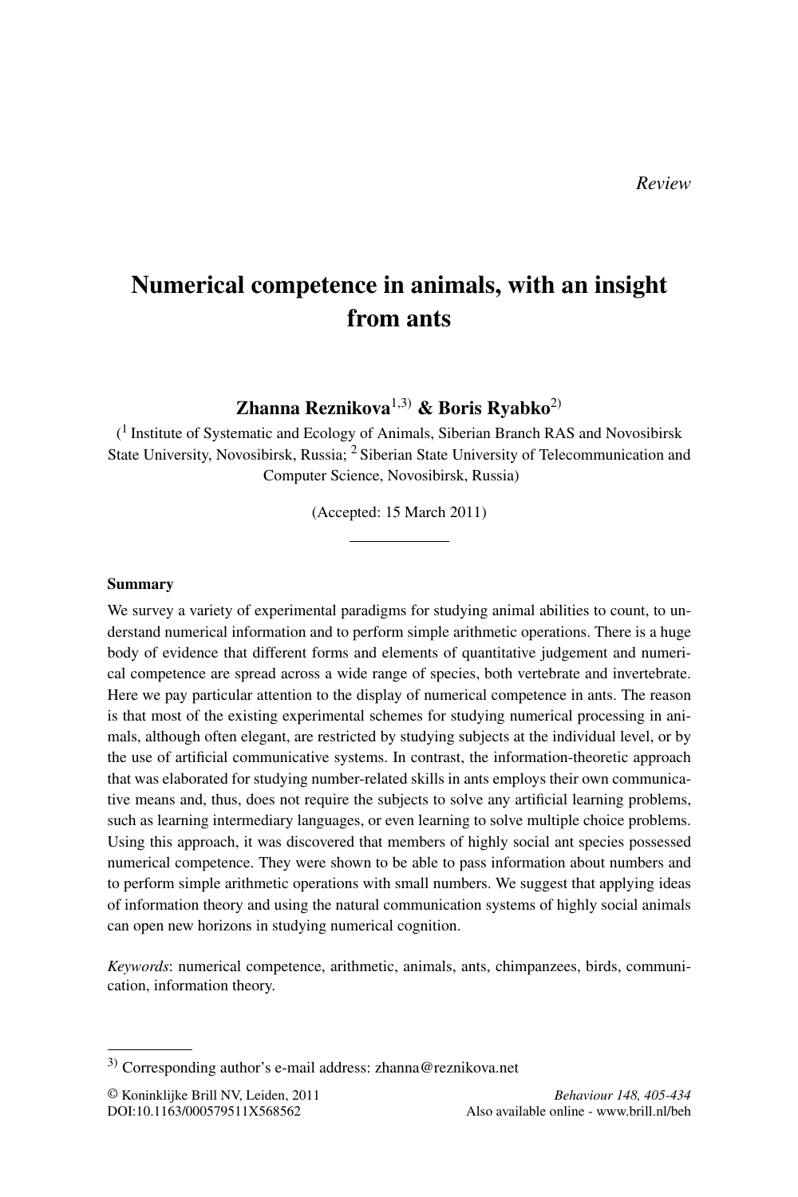*Review*

# Numerical competence in animals, with an insight from ants

**Zhanna Reznikova**[1,3] **& Boris Ryabko**[2]

([1] Institute of Systematic and Ecology of Animals, Siberian Branch RAS and Novosibirsk State University, Novosibirsk, Russia; [2] Siberian State University of Telecommunication and Computer Science, Novosibirsk, Russia)

(Accepted: 15 March 2011)

---

**Summary**

We survey a variety of experimental paradigms for studying animal abilities to count, to understand numerical information and to perform simple arithmetic operations. There is a huge body of evidence that different forms and elements of quantitative judgement and numerical competence are spread across a wide range of species, both vertebrate and invertebrate. Here we pay particular attention to the display of numerical competence in ants. The reason is that most of the existing experimental schemes for studying numerical processing in animals, although often elegant, are restricted by studying subjects at the individual level, or by the use of artificial communicative systems. In contrast, the information-theoretic approach that was elaborated for studying number-related skills in ants employs their own communicative means and, thus, does not require the subjects to solve any artificial learning problems, such as learning intermediary languages, or even learning to solve multiple choice problems. Using this approach, it was discovered that members of highly social ant species possessed numerical competence. They were shown to be able to pass information about numbers and to perform simple arithmetic operations with small numbers. We suggest that applying ideas of information theory and using the natural communication systems of highly social animals can open new horizons in studying numerical cognition.

*Keywords*: numerical competence, arithmetic, animals, ants, chimpanzees, birds, communication, information theory.

---

[3] Corresponding author's e-mail address: zhanna@reznikova.net

© Koninklijke Brill NV, Leiden, 2011
DOI:10.1163/000579511X568562

*Behaviour 148, 405-434*
Also available online - www.brill.nl/beh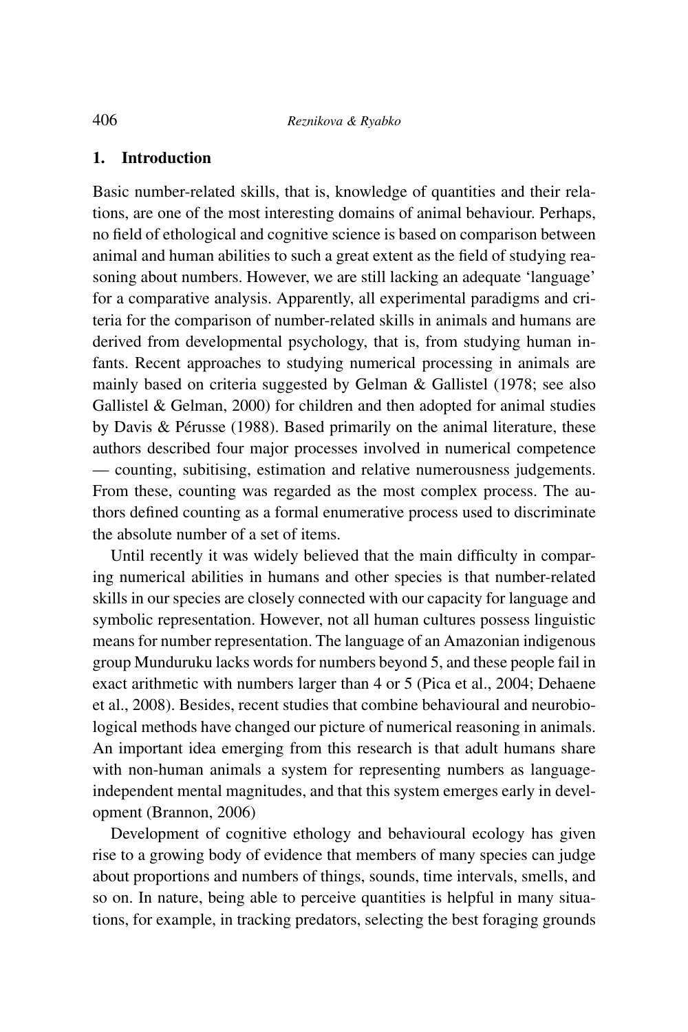## 1. Introduction

Basic number-related skills, that is, knowledge of quantities and their relations, are one of the most interesting domains of animal behaviour. Perhaps, no field of ethological and cognitive science is based on comparison between animal and human abilities to such a great extent as the field of studying reasoning about numbers. However, we are still lacking an adequate 'language' for a comparative analysis. Apparently, all experimental paradigms and criteria for the comparison of number-related skills in animals and humans are derived from developmental psychology, that is, from studying human infants. Recent approaches to studying numerical processing in animals are mainly based on criteria suggested by Gelman & Gallistel (1978; see also Gallistel & Gelman, 2000) for children and then adopted for animal studies by Davis & Pérusse (1988). Based primarily on the animal literature, these authors described four major processes involved in numerical competence — counting, subitising, estimation and relative numerousness judgements. From these, counting was regarded as the most complex process. The authors defined counting as a formal enumerative process used to discriminate the absolute number of a set of items.

Until recently it was widely believed that the main difficulty in comparing numerical abilities in humans and other species is that number-related skills in our species are closely connected with our capacity for language and symbolic representation. However, not all human cultures possess linguistic means for number representation. The language of an Amazonian indigenous group Munduruku lacks words for numbers beyond 5, and these people fail in exact arithmetic with numbers larger than 4 or 5 (Pica et al., 2004; Dehaene et al., 2008). Besides, recent studies that combine behavioural and neurobiological methods have changed our picture of numerical reasoning in animals. An important idea emerging from this research is that adult humans share with non-human animals a system for representing numbers as language-independent mental magnitudes, and that this system emerges early in development (Brannon, 2006)

Development of cognitive ethology and behavioural ecology has given rise to a growing body of evidence that members of many species can judge about proportions and numbers of things, sounds, time intervals, smells, and so on. In nature, being able to perceive quantities is helpful in many situations, for example, in tracking predators, selecting the best foraging grounds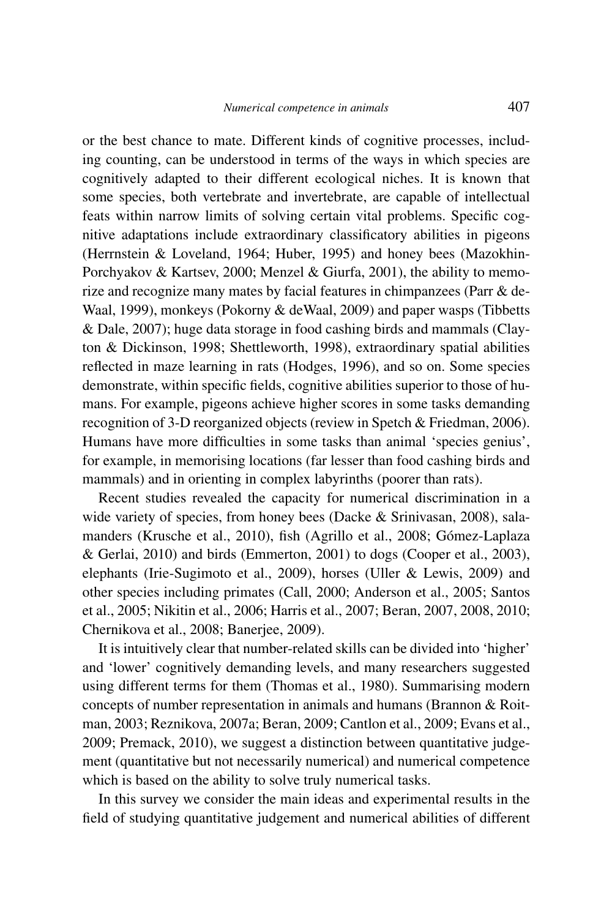or the best chance to mate. Different kinds of cognitive processes, including counting, can be understood in terms of the ways in which species are cognitively adapted to their different ecological niches. It is known that some species, both vertebrate and invertebrate, are capable of intellectual feats within narrow limits of solving certain vital problems. Specific cognitive adaptations include extraordinary classificatory abilities in pigeons (Herrnstein & Loveland, 1964; Huber, 1995) and honey bees (Mazokhin-Porchyakov & Kartsev, 2000; Menzel & Giurfa, 2001), the ability to memorize and recognize many mates by facial features in chimpanzees (Parr & deWaal, 1999), monkeys (Pokorny & deWaal, 2009) and paper wasps (Tibbetts & Dale, 2007); huge data storage in food cashing birds and mammals (Clayton & Dickinson, 1998; Shettleworth, 1998), extraordinary spatial abilities reflected in maze learning in rats (Hodges, 1996), and so on. Some species demonstrate, within specific fields, cognitive abilities superior to those of humans. For example, pigeons achieve higher scores in some tasks demanding recognition of 3-D reorganized objects (review in Spetch & Friedman, 2006). Humans have more difficulties in some tasks than animal 'species genius', for example, in memorising locations (far lesser than food cashing birds and mammals) and in orienting in complex labyrinths (poorer than rats).

Recent studies revealed the capacity for numerical discrimination in a wide variety of species, from honey bees (Dacke & Srinivasan, 2008), salamanders (Krusche et al., 2010), fish (Agrillo et al., 2008; Gómez-Laplaza & Gerlai, 2010) and birds (Emmerton, 2001) to dogs (Cooper et al., 2003), elephants (Irie-Sugimoto et al., 2009), horses (Uller & Lewis, 2009) and other species including primates (Call, 2000; Anderson et al., 2005; Santos et al., 2005; Nikitin et al., 2006; Harris et al., 2007; Beran, 2007, 2008, 2010; Chernikova et al., 2008; Banerjee, 2009).

It is intuitively clear that number-related skills can be divided into 'higher' and 'lower' cognitively demanding levels, and many researchers suggested using different terms for them (Thomas et al., 1980). Summarising modern concepts of number representation in animals and humans (Brannon & Roitman, 2003; Reznikova, 2007a; Beran, 2009; Cantlon et al., 2009; Evans et al., 2009; Premack, 2010), we suggest a distinction between quantitative judgement (quantitative but not necessarily numerical) and numerical competence which is based on the ability to solve truly numerical tasks.

In this survey we consider the main ideas and experimental results in the field of studying quantitative judgement and numerical abilities of different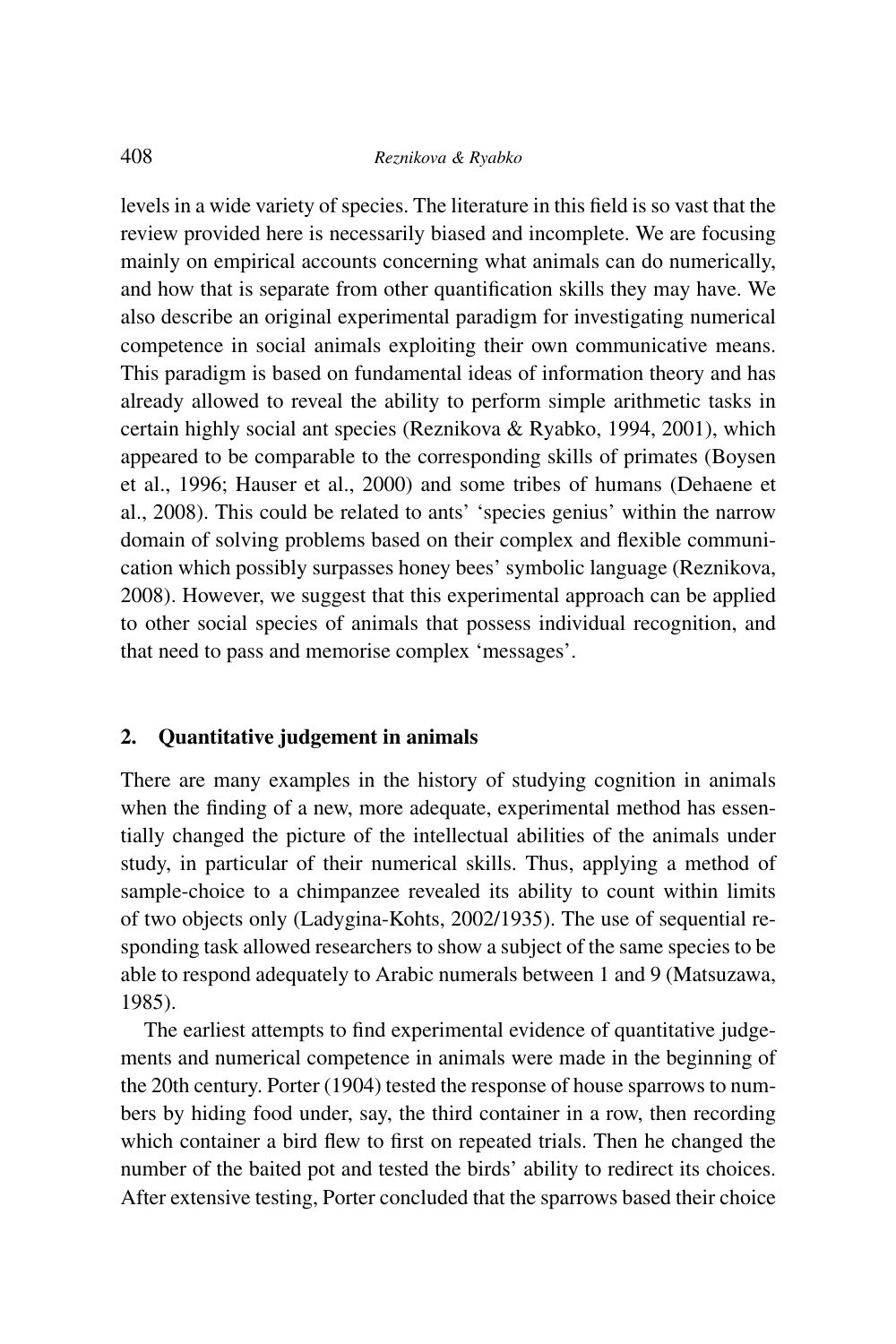levels in a wide variety of species. The literature in this field is so vast that the review provided here is necessarily biased and incomplete. We are focusing mainly on empirical accounts concerning what animals can do numerically, and how that is separate from other quantification skills they may have. We also describe an original experimental paradigm for investigating numerical competence in social animals exploiting their own communicative means. This paradigm is based on fundamental ideas of information theory and has already allowed to reveal the ability to perform simple arithmetic tasks in certain highly social ant species (Reznikova & Ryabko, 1994, 2001), which appeared to be comparable to the corresponding skills of primates (Boysen et al., 1996; Hauser et al., 2000) and some tribes of humans (Dehaene et al., 2008). This could be related to ants' 'species genius' within the narrow domain of solving problems based on their complex and flexible communication which possibly surpasses honey bees' symbolic language (Reznikova, 2008). However, we suggest that this experimental approach can be applied to other social species of animals that possess individual recognition, and that need to pass and memorise complex 'messages'.

## 2. Quantitative judgement in animals

There are many examples in the history of studying cognition in animals when the finding of a new, more adequate, experimental method has essentially changed the picture of the intellectual abilities of the animals under study, in particular of their numerical skills. Thus, applying a method of sample-choice to a chimpanzee revealed its ability to count within limits of two objects only (Ladygina-Kohts, 2002/1935). The use of sequential responding task allowed researchers to show a subject of the same species to be able to respond adequately to Arabic numerals between 1 and 9 (Matsuzawa, 1985).

The earliest attempts to find experimental evidence of quantitative judgements and numerical competence in animals were made in the beginning of the 20th century. Porter (1904) tested the response of house sparrows to numbers by hiding food under, say, the third container in a row, then recording which container a bird flew to first on repeated trials. Then he changed the number of the baited pot and tested the birds' ability to redirect its choices. After extensive testing, Porter concluded that the sparrows based their choice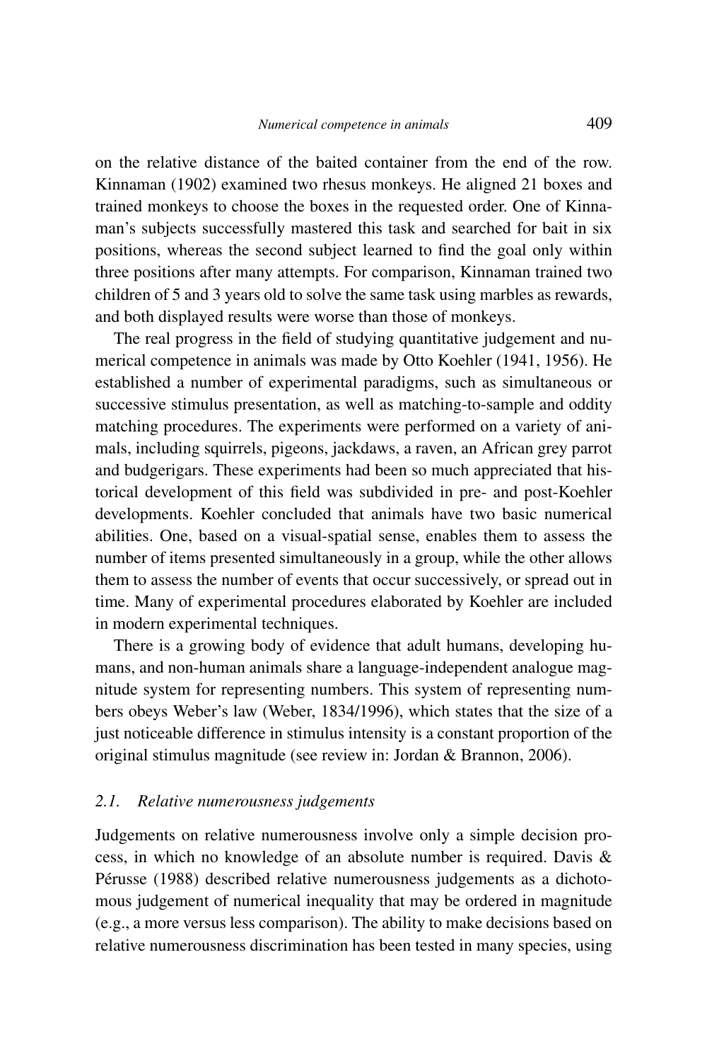on the relative distance of the baited container from the end of the row. Kinnaman (1902) examined two rhesus monkeys. He aligned 21 boxes and trained monkeys to choose the boxes in the requested order. One of Kinnaman's subjects successfully mastered this task and searched for bait in six positions, whereas the second subject learned to find the goal only within three positions after many attempts. For comparison, Kinnaman trained two children of 5 and 3 years old to solve the same task using marbles as rewards, and both displayed results were worse than those of monkeys.

The real progress in the field of studying quantitative judgement and numerical competence in animals was made by Otto Koehler (1941, 1956). He established a number of experimental paradigms, such as simultaneous or successive stimulus presentation, as well as matching-to-sample and oddity matching procedures. The experiments were performed on a variety of animals, including squirrels, pigeons, jackdaws, a raven, an African grey parrot and budgerigars. These experiments had been so much appreciated that historical development of this field was subdivided in pre- and post-Koehler developments. Koehler concluded that animals have two basic numerical abilities. One, based on a visual-spatial sense, enables them to assess the number of items presented simultaneously in a group, while the other allows them to assess the number of events that occur successively, or spread out in time. Many of experimental procedures elaborated by Koehler are included in modern experimental techniques.

There is a growing body of evidence that adult humans, developing humans, and non-human animals share a language-independent analogue magnitude system for representing numbers. This system of representing numbers obeys Weber's law (Weber, 1834/1996), which states that the size of a just noticeable difference in stimulus intensity is a constant proportion of the original stimulus magnitude (see review in: Jordan & Brannon, 2006).

### *2.1. Relative numerousness judgements*

Judgements on relative numerousness involve only a simple decision process, in which no knowledge of an absolute number is required. Davis & Pérusse (1988) described relative numerousness judgements as a dichotomous judgement of numerical inequality that may be ordered in magnitude (e.g., a more versus less comparison). The ability to make decisions based on relative numerousness discrimination has been tested in many species, using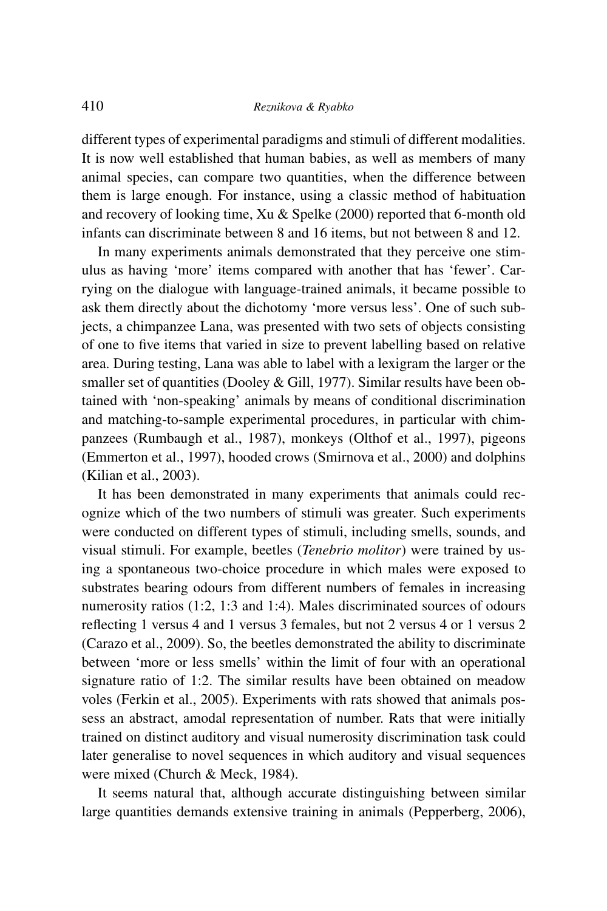different types of experimental paradigms and stimuli of different modalities. It is now well established that human babies, as well as members of many animal species, can compare two quantities, when the difference between them is large enough. For instance, using a classic method of habituation and recovery of looking time, Xu & Spelke (2000) reported that 6-month old infants can discriminate between 8 and 16 items, but not between 8 and 12.

In many experiments animals demonstrated that they perceive one stimulus as having 'more' items compared with another that has 'fewer'. Carrying on the dialogue with language-trained animals, it became possible to ask them directly about the dichotomy 'more versus less'. One of such subjects, a chimpanzee Lana, was presented with two sets of objects consisting of one to five items that varied in size to prevent labelling based on relative area. During testing, Lana was able to label with a lexigram the larger or the smaller set of quantities (Dooley & Gill, 1977). Similar results have been obtained with 'non-speaking' animals by means of conditional discrimination and matching-to-sample experimental procedures, in particular with chimpanzees (Rumbaugh et al., 1987), monkeys (Olthof et al., 1997), pigeons (Emmerton et al., 1997), hooded crows (Smirnova et al., 2000) and dolphins (Kilian et al., 2003).

It has been demonstrated in many experiments that animals could recognize which of the two numbers of stimuli was greater. Such experiments were conducted on different types of stimuli, including smells, sounds, and visual stimuli. For example, beetles (*Tenebrio molitor*) were trained by using a spontaneous two-choice procedure in which males were exposed to substrates bearing odours from different numbers of females in increasing numerosity ratios (1:2, 1:3 and 1:4). Males discriminated sources of odours reflecting 1 versus 4 and 1 versus 3 females, but not 2 versus 4 or 1 versus 2 (Carazo et al., 2009). So, the beetles demonstrated the ability to discriminate between 'more or less smells' within the limit of four with an operational signature ratio of 1:2. The similar results have been obtained on meadow voles (Ferkin et al., 2005). Experiments with rats showed that animals possess an abstract, amodal representation of number. Rats that were initially trained on distinct auditory and visual numerosity discrimination task could later generalise to novel sequences in which auditory and visual sequences were mixed (Church & Meck, 1984).

It seems natural that, although accurate distinguishing between similar large quantities demands extensive training in animals (Pepperberg, 2006),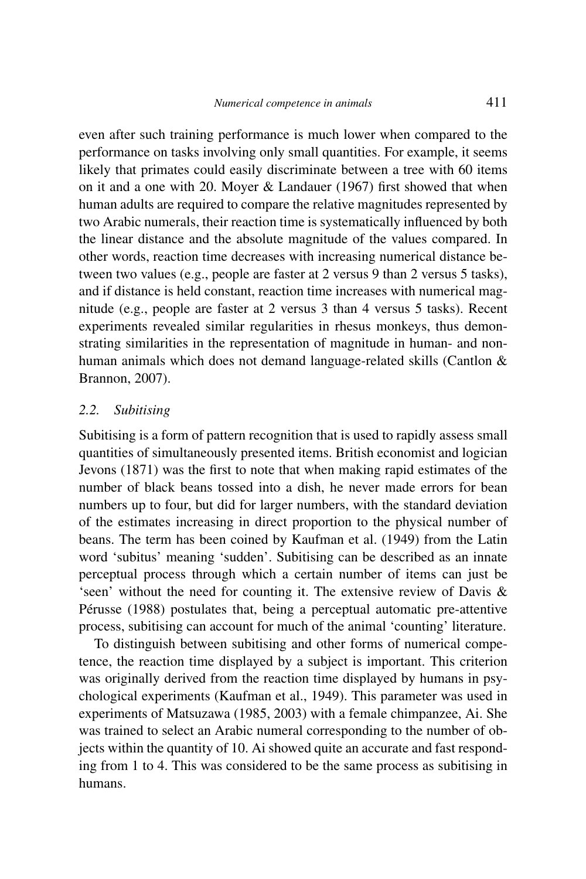even after such training performance is much lower when compared to the performance on tasks involving only small quantities. For example, it seems likely that primates could easily discriminate between a tree with 60 items on it and a one with 20. Moyer & Landauer (1967) first showed that when human adults are required to compare the relative magnitudes represented by two Arabic numerals, their reaction time is systematically influenced by both the linear distance and the absolute magnitude of the values compared. In other words, reaction time decreases with increasing numerical distance between two values (e.g., people are faster at 2 versus 9 than 2 versus 5 tasks), and if distance is held constant, reaction time increases with numerical magnitude (e.g., people are faster at 2 versus 3 than 4 versus 5 tasks). Recent experiments revealed similar regularities in rhesus monkeys, thus demonstrating similarities in the representation of magnitude in human- and non-human animals which does not demand language-related skills (Cantlon & Brannon, 2007).

### 2.2. *Subitising*

Subitising is a form of pattern recognition that is used to rapidly assess small quantities of simultaneously presented items. British economist and logician Jevons (1871) was the first to note that when making rapid estimates of the number of black beans tossed into a dish, he never made errors for bean numbers up to four, but did for larger numbers, with the standard deviation of the estimates increasing in direct proportion to the physical number of beans. The term has been coined by Kaufman et al. (1949) from the Latin word 'subitus' meaning 'sudden'. Subitising can be described as an innate perceptual process through which a certain number of items can just be 'seen' without the need for counting it. The extensive review of Davis & Pérusse (1988) postulates that, being a perceptual automatic pre-attentive process, subitising can account for much of the animal 'counting' literature.

To distinguish between subitising and other forms of numerical competence, the reaction time displayed by a subject is important. This criterion was originally derived from the reaction time displayed by humans in psychological experiments (Kaufman et al., 1949). This parameter was used in experiments of Matsuzawa (1985, 2003) with a female chimpanzee, Ai. She was trained to select an Arabic numeral corresponding to the number of objects within the quantity of 10. Ai showed quite an accurate and fast responding from 1 to 4. This was considered to be the same process as subitising in humans.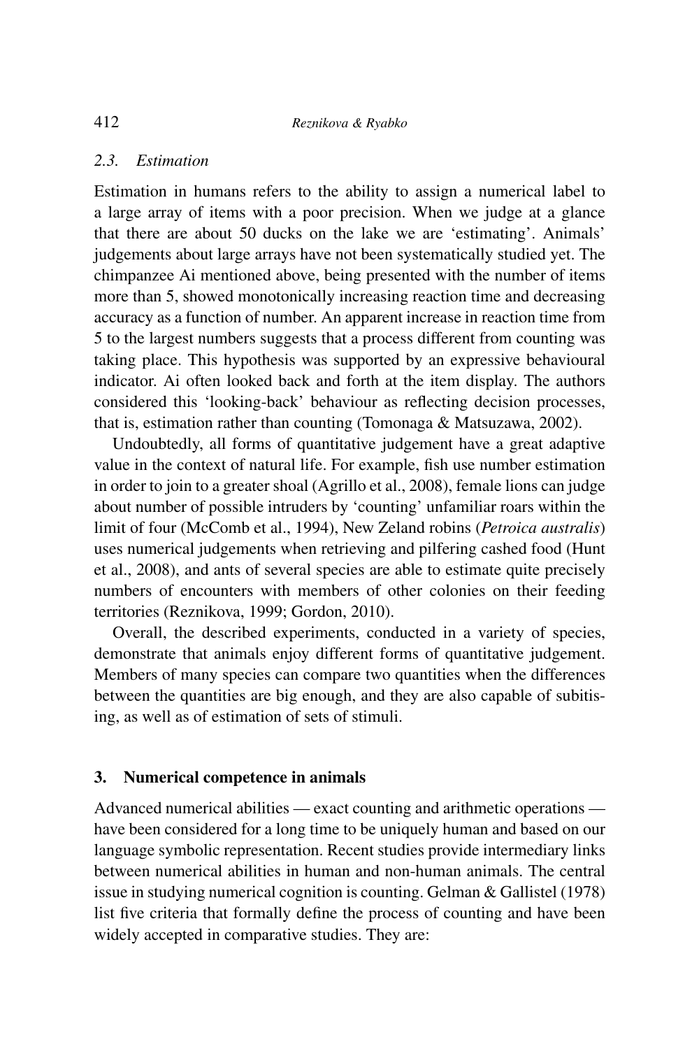### *2.3. Estimation*

Estimation in humans refers to the ability to assign a numerical label to a large array of items with a poor precision. When we judge at a glance that there are about 50 ducks on the lake we are 'estimating'. Animals' judgements about large arrays have not been systematically studied yet. The chimpanzee Ai mentioned above, being presented with the number of items more than 5, showed monotonically increasing reaction time and decreasing accuracy as a function of number. An apparent increase in reaction time from 5 to the largest numbers suggests that a process different from counting was taking place. This hypothesis was supported by an expressive behavioural indicator. Ai often looked back and forth at the item display. The authors considered this 'looking-back' behaviour as reflecting decision processes, that is, estimation rather than counting (Tomonaga & Matsuzawa, 2002).

Undoubtedly, all forms of quantitative judgement have a great adaptive value in the context of natural life. For example, fish use number estimation in order to join to a greater shoal (Agrillo et al., 2008), female lions can judge about number of possible intruders by 'counting' unfamiliar roars within the limit of four (McComb et al., 1994), New Zeland robins (*Petroica australis*) uses numerical judgements when retrieving and pilfering cashed food (Hunt et al., 2008), and ants of several species are able to estimate quite precisely numbers of encounters with members of other colonies on their feeding territories (Reznikova, 1999; Gordon, 2010).

Overall, the described experiments, conducted in a variety of species, demonstrate that animals enjoy different forms of quantitative judgement. Members of many species can compare two quantities when the differences between the quantities are big enough, and they are also capable of subitising, as well as of estimation of sets of stimuli.

## **3. Numerical competence in animals**

Advanced numerical abilities — exact counting and arithmetic operations — have been considered for a long time to be uniquely human and based on our language symbolic representation. Recent studies provide intermediary links between numerical abilities in human and non-human animals. The central issue in studying numerical cognition is counting. Gelman & Gallistel (1978) list five criteria that formally define the process of counting and have been widely accepted in comparative studies. They are: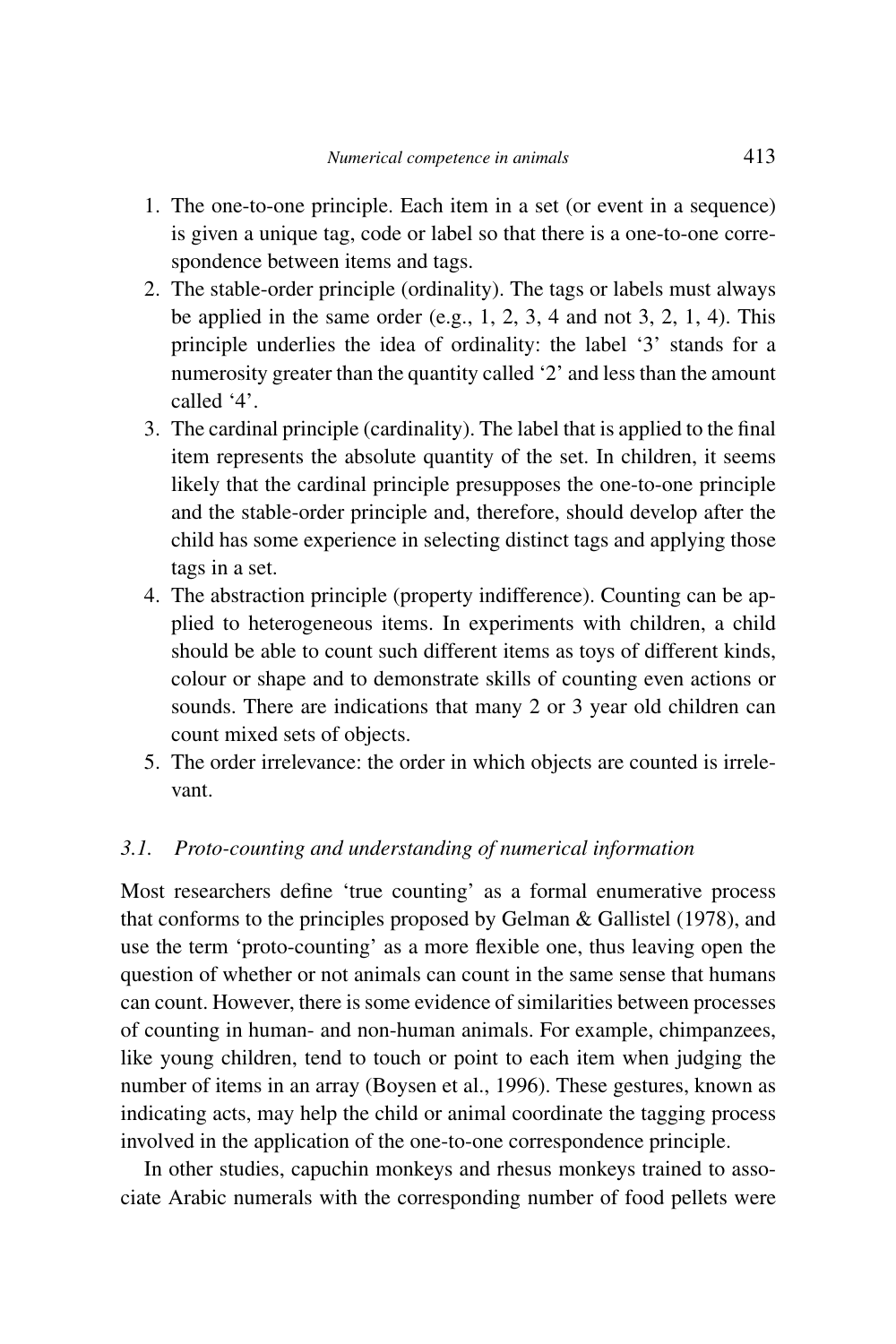1. The one-to-one principle. Each item in a set (or event in a sequence) is given a unique tag, code or label so that there is a one-to-one correspondence between items and tags.
2. The stable-order principle (ordinality). The tags or labels must always be applied in the same order (e.g., 1, 2, 3, 4 and not 3, 2, 1, 4). This principle underlies the idea of ordinality: the label '3' stands for a numerosity greater than the quantity called '2' and less than the amount called '4'.
3. The cardinal principle (cardinality). The label that is applied to the final item represents the absolute quantity of the set. In children, it seems likely that the cardinal principle presupposes the one-to-one principle and the stable-order principle and, therefore, should develop after the child has some experience in selecting distinct tags and applying those tags in a set.
4. The abstraction principle (property indifference). Counting can be applied to heterogeneous items. In experiments with children, a child should be able to count such different items as toys of different kinds, colour or shape and to demonstrate skills of counting even actions or sounds. There are indications that many 2 or 3 year old children can count mixed sets of objects.
5. The order irrelevance: the order in which objects are counted is irrelevant.

### *3.1. Proto-counting and understanding of numerical information*

Most researchers define 'true counting' as a formal enumerative process that conforms to the principles proposed by Gelman & Gallistel (1978), and use the term 'proto-counting' as a more flexible one, thus leaving open the question of whether or not animals can count in the same sense that humans can count. However, there is some evidence of similarities between processes of counting in human- and non-human animals. For example, chimpanzees, like young children, tend to touch or point to each item when judging the number of items in an array (Boysen et al., 1996). These gestures, known as indicating acts, may help the child or animal coordinate the tagging process involved in the application of the one-to-one correspondence principle.

In other studies, capuchin monkeys and rhesus monkeys trained to associate Arabic numerals with the corresponding number of food pellets were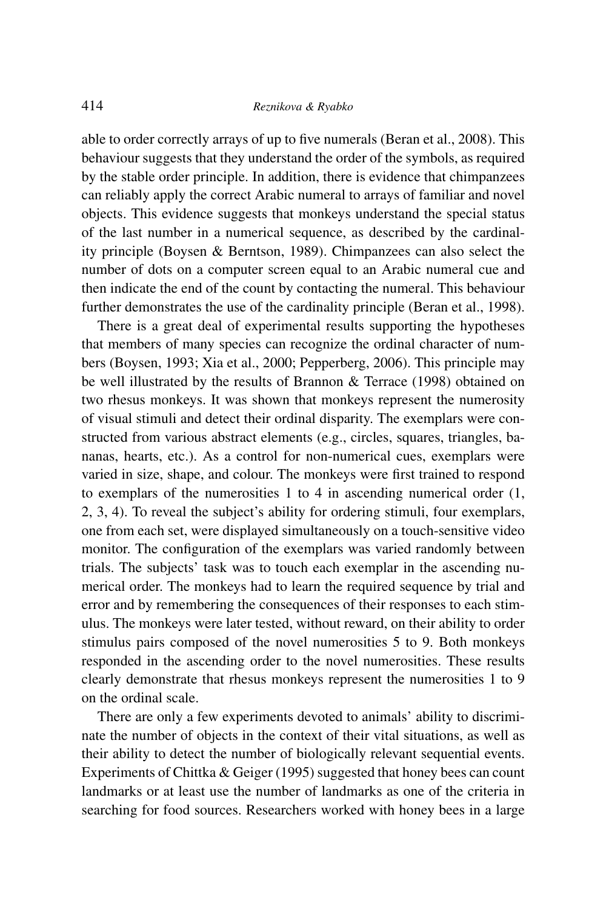able to order correctly arrays of up to five numerals (Beran et al., 2008). This behaviour suggests that they understand the order of the symbols, as required by the stable order principle. In addition, there is evidence that chimpanzees can reliably apply the correct Arabic numeral to arrays of familiar and novel objects. This evidence suggests that monkeys understand the special status of the last number in a numerical sequence, as described by the cardinality principle (Boysen & Berntson, 1989). Chimpanzees can also select the number of dots on a computer screen equal to an Arabic numeral cue and then indicate the end of the count by contacting the numeral. This behaviour further demonstrates the use of the cardinality principle (Beran et al., 1998).

There is a great deal of experimental results supporting the hypotheses that members of many species can recognize the ordinal character of numbers (Boysen, 1993; Xia et al., 2000; Pepperberg, 2006). This principle may be well illustrated by the results of Brannon & Terrace (1998) obtained on two rhesus monkeys. It was shown that monkeys represent the numerosity of visual stimuli and detect their ordinal disparity. The exemplars were constructed from various abstract elements (e.g., circles, squares, triangles, bananas, hearts, etc.). As a control for non-numerical cues, exemplars were varied in size, shape, and colour. The monkeys were first trained to respond to exemplars of the numerosities 1 to 4 in ascending numerical order (1, 2, 3, 4). To reveal the subject's ability for ordering stimuli, four exemplars, one from each set, were displayed simultaneously on a touch-sensitive video monitor. The configuration of the exemplars was varied randomly between trials. The subjects' task was to touch each exemplar in the ascending numerical order. The monkeys had to learn the required sequence by trial and error and by remembering the consequences of their responses to each stimulus. The monkeys were later tested, without reward, on their ability to order stimulus pairs composed of the novel numerosities 5 to 9. Both monkeys responded in the ascending order to the novel numerosities. These results clearly demonstrate that rhesus monkeys represent the numerosities 1 to 9 on the ordinal scale.

There are only a few experiments devoted to animals' ability to discriminate the number of objects in the context of their vital situations, as well as their ability to detect the number of biologically relevant sequential events. Experiments of Chittka & Geiger (1995) suggested that honey bees can count landmarks or at least use the number of landmarks as one of the criteria in searching for food sources. Researchers worked with honey bees in a large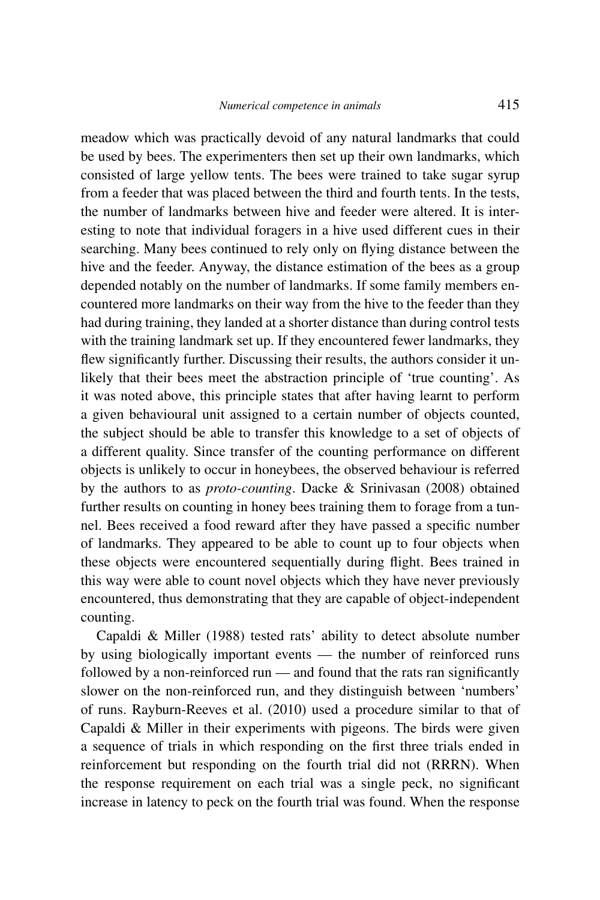meadow which was practically devoid of any natural landmarks that could be used by bees. The experimenters then set up their own landmarks, which consisted of large yellow tents. The bees were trained to take sugar syrup from a feeder that was placed between the third and fourth tents. In the tests, the number of landmarks between hive and feeder were altered. It is interesting to note that individual foragers in a hive used different cues in their searching. Many bees continued to rely only on flying distance between the hive and the feeder. Anyway, the distance estimation of the bees as a group depended notably on the number of landmarks. If some family members encountered more landmarks on their way from the hive to the feeder than they had during training, they landed at a shorter distance than during control tests with the training landmark set up. If they encountered fewer landmarks, they flew significantly further. Discussing their results, the authors consider it unlikely that their bees meet the abstraction principle of 'true counting'. As it was noted above, this principle states that after having learnt to perform a given behavioural unit assigned to a certain number of objects counted, the subject should be able to transfer this knowledge to a set of objects of a different quality. Since transfer of the counting performance on different objects is unlikely to occur in honeybees, the observed behaviour is referred by the authors to as *proto-counting*. Dacke & Srinivasan (2008) obtained further results on counting in honey bees training them to forage from a tunnel. Bees received a food reward after they have passed a specific number of landmarks. They appeared to be able to count up to four objects when these objects were encountered sequentially during flight. Bees trained in this way were able to count novel objects which they have never previously encountered, thus demonstrating that they are capable of object-independent counting.

Capaldi & Miller (1988) tested rats' ability to detect absolute number by using biologically important events — the number of reinforced runs followed by a non-reinforced run — and found that the rats ran significantly slower on the non-reinforced run, and they distinguish between 'numbers' of runs. Rayburn-Reeves et al. (2010) used a procedure similar to that of Capaldi & Miller in their experiments with pigeons. The birds were given a sequence of trials in which responding on the first three trials ended in reinforcement but responding on the fourth trial did not (RRRN). When the response requirement on each trial was a single peck, no significant increase in latency to peck on the fourth trial was found. When the response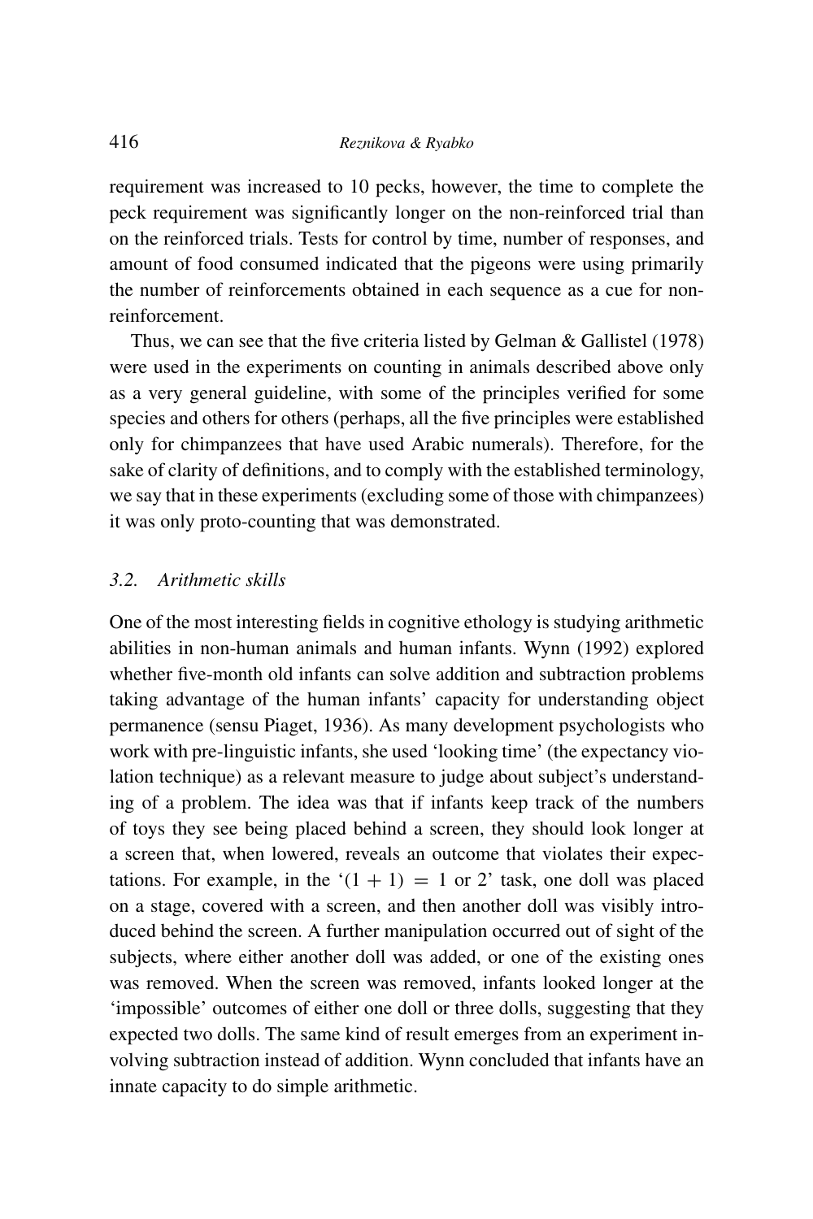requirement was increased to 10 pecks, however, the time to complete the peck requirement was significantly longer on the non-reinforced trial than on the reinforced trials. Tests for control by time, number of responses, and amount of food consumed indicated that the pigeons were using primarily the number of reinforcements obtained in each sequence as a cue for non-reinforcement.

Thus, we can see that the five criteria listed by Gelman & Gallistel (1978) were used in the experiments on counting in animals described above only as a very general guideline, with some of the principles verified for some species and others for others (perhaps, all the five principles were established only for chimpanzees that have used Arabic numerals). Therefore, for the sake of clarity of definitions, and to comply with the established terminology, we say that in these experiments (excluding some of those with chimpanzees) it was only proto-counting that was demonstrated.

### *3.2. Arithmetic skills*

One of the most interesting fields in cognitive ethology is studying arithmetic abilities in non-human animals and human infants. Wynn (1992) explored whether five-month old infants can solve addition and subtraction problems taking advantage of the human infants' capacity for understanding object permanence (sensu Piaget, 1936). As many development psychologists who work with pre-linguistic infants, she used 'looking time' (the expectancy violation technique) as a relevant measure to judge about subject's understanding of a problem. The idea was that if infants keep track of the numbers of toys they see being placed behind a screen, they should look longer at a screen that, when lowered, reveals an outcome that violates their expectations. For example, in the '$(1 + 1) = 1$ or 2' task, one doll was placed on a stage, covered with a screen, and then another doll was visibly introduced behind the screen. A further manipulation occurred out of sight of the subjects, where either another doll was added, or one of the existing ones was removed. When the screen was removed, infants looked longer at the 'impossible' outcomes of either one doll or three dolls, suggesting that they expected two dolls. The same kind of result emerges from an experiment involving subtraction instead of addition. Wynn concluded that infants have an innate capacity to do simple arithmetic.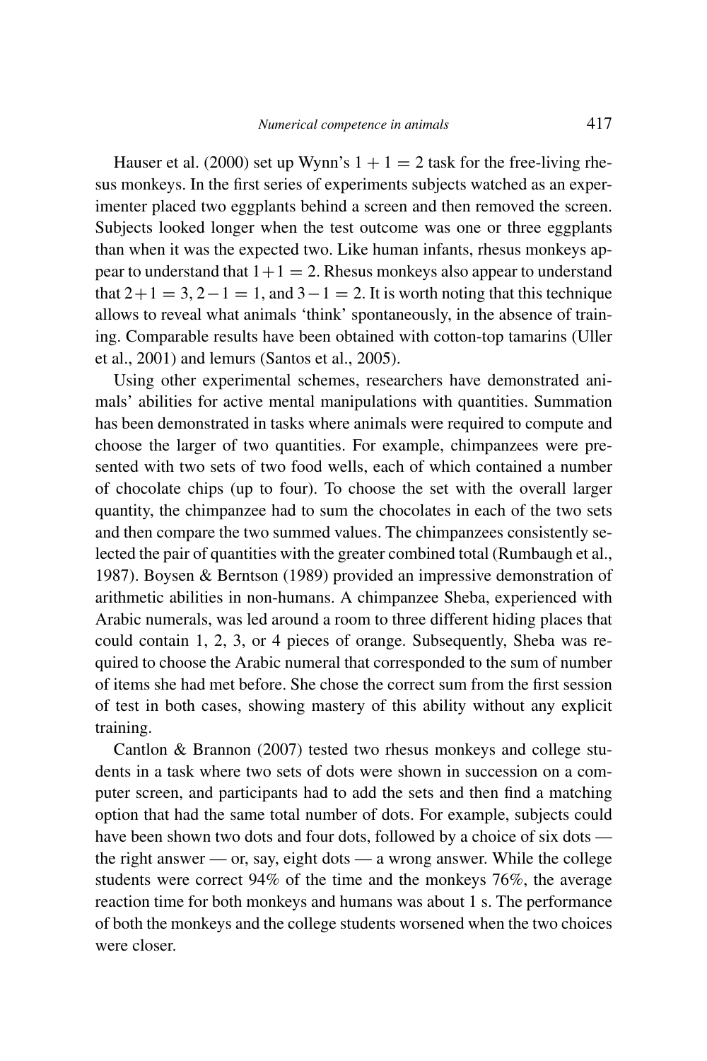Hauser et al. (2000) set up Wynn's $1 + 1 = 2$ task for the free-living rhesus monkeys. In the first series of experiments subjects watched as an experimenter placed two eggplants behind a screen and then removed the screen. Subjects looked longer when the test outcome was one or three eggplants than when it was the expected two. Like human infants, rhesus monkeys appear to understand that $1+1 = 2$. Rhesus monkeys also appear to understand that $2+1 = 3$, $2-1 = 1$, and $3-1 = 2$. It is worth noting that this technique allows to reveal what animals 'think' spontaneously, in the absence of training. Comparable results have been obtained with cotton-top tamarins (Uller et al., 2001) and lemurs (Santos et al., 2005).

Using other experimental schemes, researchers have demonstrated animals' abilities for active mental manipulations with quantities. Summation has been demonstrated in tasks where animals were required to compute and choose the larger of two quantities. For example, chimpanzees were presented with two sets of two food wells, each of which contained a number of chocolate chips (up to four). To choose the set with the overall larger quantity, the chimpanzee had to sum the chocolates in each of the two sets and then compare the two summed values. The chimpanzees consistently selected the pair of quantities with the greater combined total (Rumbaugh et al., 1987). Boysen & Berntson (1989) provided an impressive demonstration of arithmetic abilities in non-humans. A chimpanzee Sheba, experienced with Arabic numerals, was led around a room to three different hiding places that could contain 1, 2, 3, or 4 pieces of orange. Subsequently, Sheba was required to choose the Arabic numeral that corresponded to the sum of number of items she had met before. She chose the correct sum from the first session of test in both cases, showing mastery of this ability without any explicit training.

Cantlon & Brannon (2007) tested two rhesus monkeys and college students in a task where two sets of dots were shown in succession on a computer screen, and participants had to add the sets and then find a matching option that had the same total number of dots. For example, subjects could have been shown two dots and four dots, followed by a choice of six dots — the right answer — or, say, eight dots — a wrong answer. While the college students were correct 94% of the time and the monkeys 76%, the average reaction time for both monkeys and humans was about 1 s. The performance of both the monkeys and the college students worsened when the two choices were closer.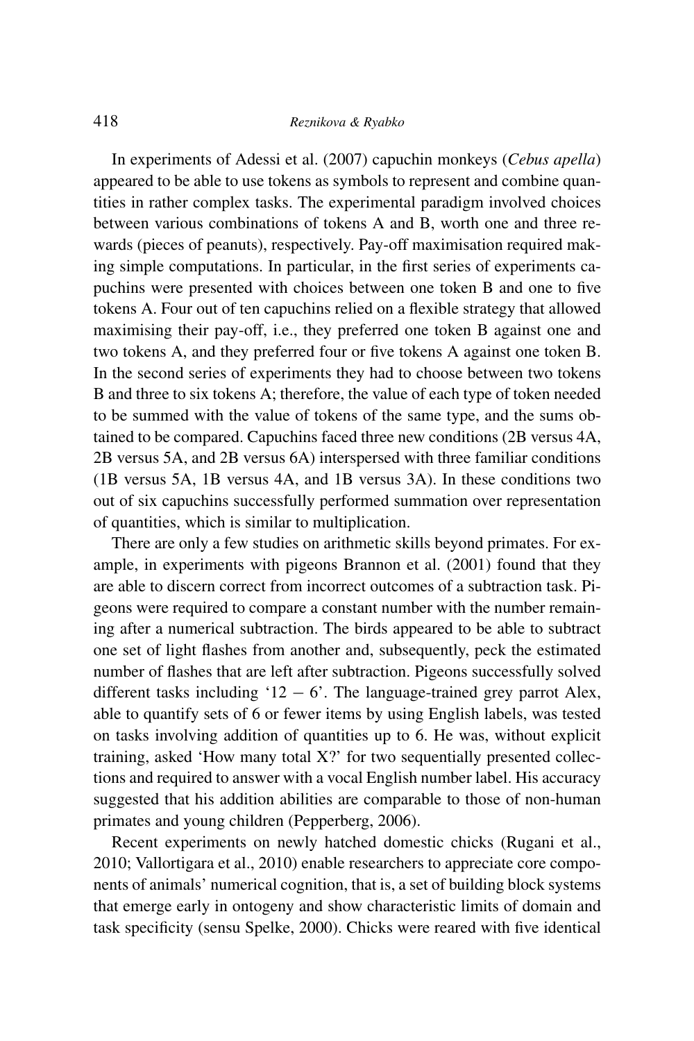In experiments of Adessi et al. (2007) capuchin monkeys (*Cebus apella*) appeared to be able to use tokens as symbols to represent and combine quantities in rather complex tasks. The experimental paradigm involved choices between various combinations of tokens A and B, worth one and three rewards (pieces of peanuts), respectively. Pay-off maximisation required making simple computations. In particular, in the first series of experiments capuchins were presented with choices between one token B and one to five tokens A. Four out of ten capuchins relied on a flexible strategy that allowed maximising their pay-off, i.e., they preferred one token B against one and two tokens A, and they preferred four or five tokens A against one token B. In the second series of experiments they had to choose between two tokens B and three to six tokens A; therefore, the value of each type of token needed to be summed with the value of tokens of the same type, and the sums obtained to be compared. Capuchins faced three new conditions (2B versus 4A, 2B versus 5A, and 2B versus 6A) interspersed with three familiar conditions (1B versus 5A, 1B versus 4A, and 1B versus 3A). In these conditions two out of six capuchins successfully performed summation over representation of quantities, which is similar to multiplication.

There are only a few studies on arithmetic skills beyond primates. For example, in experiments with pigeons Brannon et al. (2001) found that they are able to discern correct from incorrect outcomes of a subtraction task. Pigeons were required to compare a constant number with the number remaining after a numerical subtraction. The birds appeared to be able to subtract one set of light flashes from another and, subsequently, peck the estimated number of flashes that are left after subtraction. Pigeons successfully solved different tasks including '$12 - 6$'. The language-trained grey parrot Alex, able to quantify sets of 6 or fewer items by using English labels, was tested on tasks involving addition of quantities up to 6. He was, without explicit training, asked 'How many total X?' for two sequentially presented collections and required to answer with a vocal English number label. His accuracy suggested that his addition abilities are comparable to those of non-human primates and young children (Pepperberg, 2006).

Recent experiments on newly hatched domestic chicks (Rugani et al., 2010; Vallortigara et al., 2010) enable researchers to appreciate core components of animals' numerical cognition, that is, a set of building block systems that emerge early in ontogeny and show characteristic limits of domain and task specificity (sensu Spelke, 2000). Chicks were reared with five identical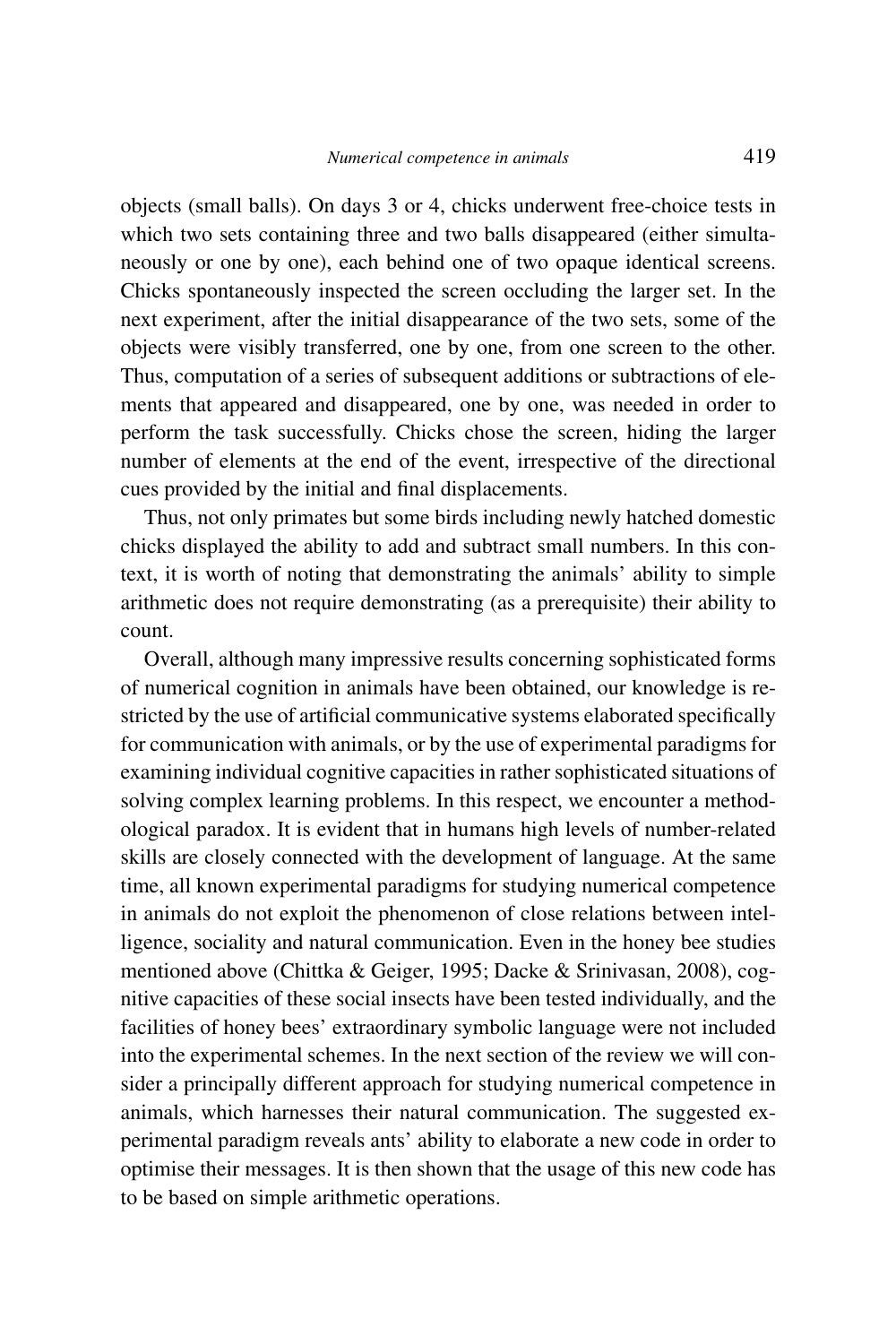objects (small balls). On days 3 or 4, chicks underwent free-choice tests in which two sets containing three and two balls disappeared (either simultaneously or one by one), each behind one of two opaque identical screens. Chicks spontaneously inspected the screen occluding the larger set. In the next experiment, after the initial disappearance of the two sets, some of the objects were visibly transferred, one by one, from one screen to the other. Thus, computation of a series of subsequent additions or subtractions of elements that appeared and disappeared, one by one, was needed in order to perform the task successfully. Chicks chose the screen, hiding the larger number of elements at the end of the event, irrespective of the directional cues provided by the initial and final displacements.

Thus, not only primates but some birds including newly hatched domestic chicks displayed the ability to add and subtract small numbers. In this context, it is worth of noting that demonstrating the animals' ability to simple arithmetic does not require demonstrating (as a prerequisite) their ability to count.

Overall, although many impressive results concerning sophisticated forms of numerical cognition in animals have been obtained, our knowledge is restricted by the use of artificial communicative systems elaborated specifically for communication with animals, or by the use of experimental paradigms for examining individual cognitive capacities in rather sophisticated situations of solving complex learning problems. In this respect, we encounter a methodological paradox. It is evident that in humans high levels of number-related skills are closely connected with the development of language. At the same time, all known experimental paradigms for studying numerical competence in animals do not exploit the phenomenon of close relations between intelligence, sociality and natural communication. Even in the honey bee studies mentioned above (Chittka & Geiger, 1995; Dacke & Srinivasan, 2008), cognitive capacities of these social insects have been tested individually, and the facilities of honey bees' extraordinary symbolic language were not included into the experimental schemes. In the next section of the review we will consider a principally different approach for studying numerical competence in animals, which harnesses their natural communication. The suggested experimental paradigm reveals ants' ability to elaborate a new code in order to optimise their messages. It is then shown that the usage of this new code has to be based on simple arithmetic operations.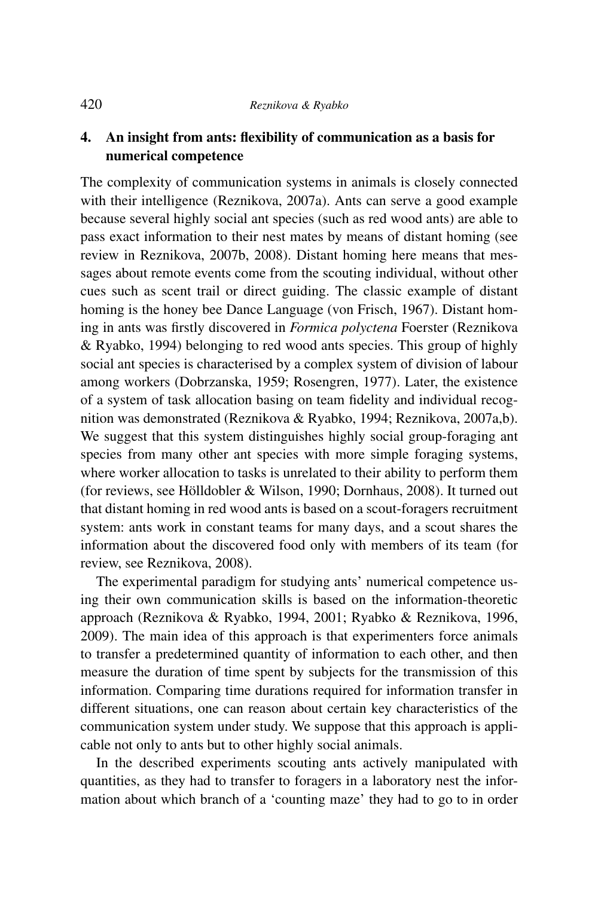## 4. An insight from ants: flexibility of communication as a basis for numerical competence

The complexity of communication systems in animals is closely connected with their intelligence (Reznikova, 2007a). Ants can serve a good example because several highly social ant species (such as red wood ants) are able to pass exact information to their nest mates by means of distant homing (see review in Reznikova, 2007b, 2008). Distant homing here means that messages about remote events come from the scouting individual, without other cues such as scent trail or direct guiding. The classic example of distant homing is the honey bee Dance Language (von Frisch, 1967). Distant homing in ants was firstly discovered in *Formica polyctena* Foerster (Reznikova & Ryabko, 1994) belonging to red wood ants species. This group of highly social ant species is characterised by a complex system of division of labour among workers (Dobrzanska, 1959; Rosengren, 1977). Later, the existence of a system of task allocation basing on team fidelity and individual recognition was demonstrated (Reznikova & Ryabko, 1994; Reznikova, 2007a,b). We suggest that this system distinguishes highly social group-foraging ant species from many other ant species with more simple foraging systems, where worker allocation to tasks is unrelated to their ability to perform them (for reviews, see Hölldobler & Wilson, 1990; Dornhaus, 2008). It turned out that distant homing in red wood ants is based on a scout-foragers recruitment system: ants work in constant teams for many days, and a scout shares the information about the discovered food only with members of its team (for review, see Reznikova, 2008).

The experimental paradigm for studying ants' numerical competence using their own communication skills is based on the information-theoretic approach (Reznikova & Ryabko, 1994, 2001; Ryabko & Reznikova, 1996, 2009). The main idea of this approach is that experimenters force animals to transfer a predetermined quantity of information to each other, and then measure the duration of time spent by subjects for the transmission of this information. Comparing time durations required for information transfer in different situations, one can reason about certain key characteristics of the communication system under study. We suppose that this approach is applicable not only to ants but to other highly social animals.

In the described experiments scouting ants actively manipulated with quantities, as they had to transfer to foragers in a laboratory nest the information about which branch of a 'counting maze' they had to go to in order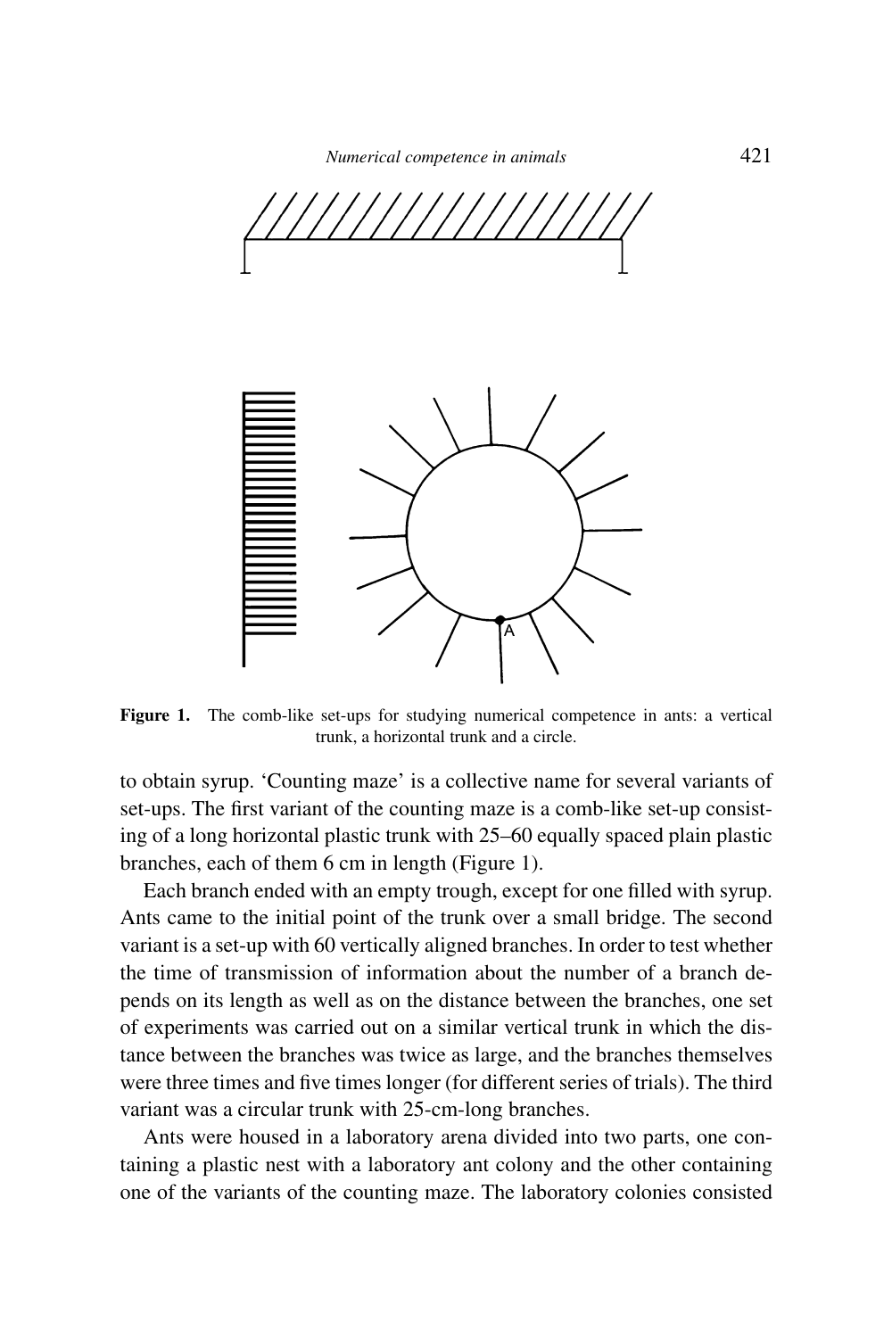Figure 1. The comb-like set-ups for studying numerical competence in ants: a vertical trunk, a horizontal trunk and a circle.

to obtain syrup. 'Counting maze' is a collective name for several variants of set-ups. The first variant of the counting maze is a comb-like set-up consisting of a long horizontal plastic trunk with 25–60 equally spaced plain plastic branches, each of them 6 cm in length (Figure 1).

Each branch ended with an empty trough, except for one filled with syrup. Ants came to the initial point of the trunk over a small bridge. The second variant is a set-up with 60 vertically aligned branches. In order to test whether the time of transmission of information about the number of a branch depends on its length as well as on the distance between the branches, one set of experiments was carried out on a similar vertical trunk in which the distance between the branches was twice as large, and the branches themselves were three times and five times longer (for different series of trials). The third variant was a circular trunk with 25-cm-long branches.

Ants were housed in a laboratory arena divided into two parts, one containing a plastic nest with a laboratory ant colony and the other containing one of the variants of the counting maze. The laboratory colonies consisted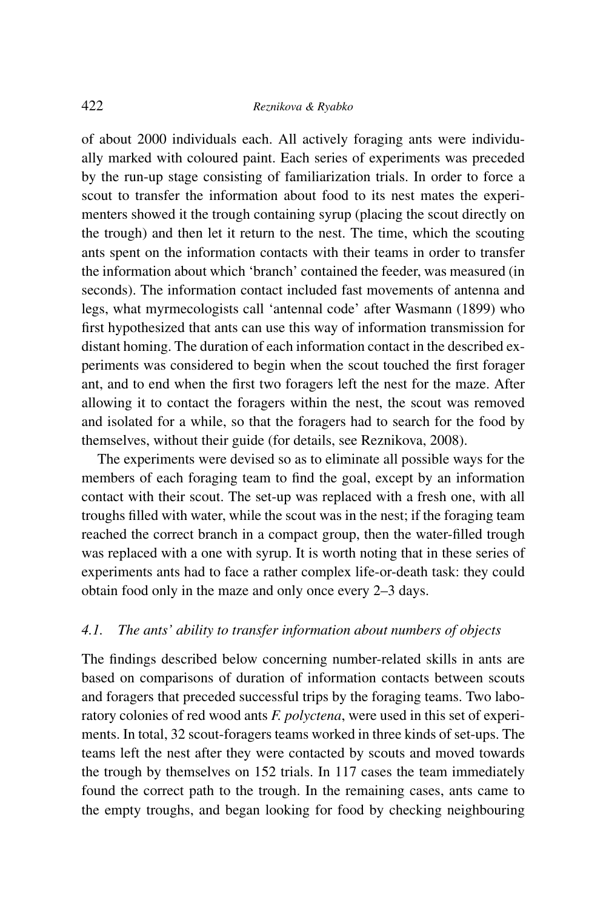of about 2000 individuals each. All actively foraging ants were individually marked with coloured paint. Each series of experiments was preceded by the run-up stage consisting of familiarization trials. In order to force a scout to transfer the information about food to its nest mates the experimenters showed it the trough containing syrup (placing the scout directly on the trough) and then let it return to the nest. The time, which the scouting ants spent on the information contacts with their teams in order to transfer the information about which 'branch' contained the feeder, was measured (in seconds). The information contact included fast movements of antenna and legs, what myrmecologists call 'antennal code' after Wasmann (1899) who first hypothesized that ants can use this way of information transmission for distant homing. The duration of each information contact in the described experiments was considered to begin when the scout touched the first forager ant, and to end when the first two foragers left the nest for the maze. After allowing it to contact the foragers within the nest, the scout was removed and isolated for a while, so that the foragers had to search for the food by themselves, without their guide (for details, see Reznikova, 2008).

The experiments were devised so as to eliminate all possible ways for the members of each foraging team to find the goal, except by an information contact with their scout. The set-up was replaced with a fresh one, with all troughs filled with water, while the scout was in the nest; if the foraging team reached the correct branch in a compact group, then the water-filled trough was replaced with a one with syrup. It is worth noting that in these series of experiments ants had to face a rather complex life-or-death task: they could obtain food only in the maze and only once every 2–3 days.

### *4.1. The ants' ability to transfer information about numbers of objects*

The findings described below concerning number-related skills in ants are based on comparisons of duration of information contacts between scouts and foragers that preceded successful trips by the foraging teams. Two laboratory colonies of red wood ants *F. polyctena*, were used in this set of experiments. In total, 32 scout-foragers teams worked in three kinds of set-ups. The teams left the nest after they were contacted by scouts and moved towards the trough by themselves on 152 trials. In 117 cases the team immediately found the correct path to the trough. In the remaining cases, ants came to the empty troughs, and began looking for food by checking neighbouring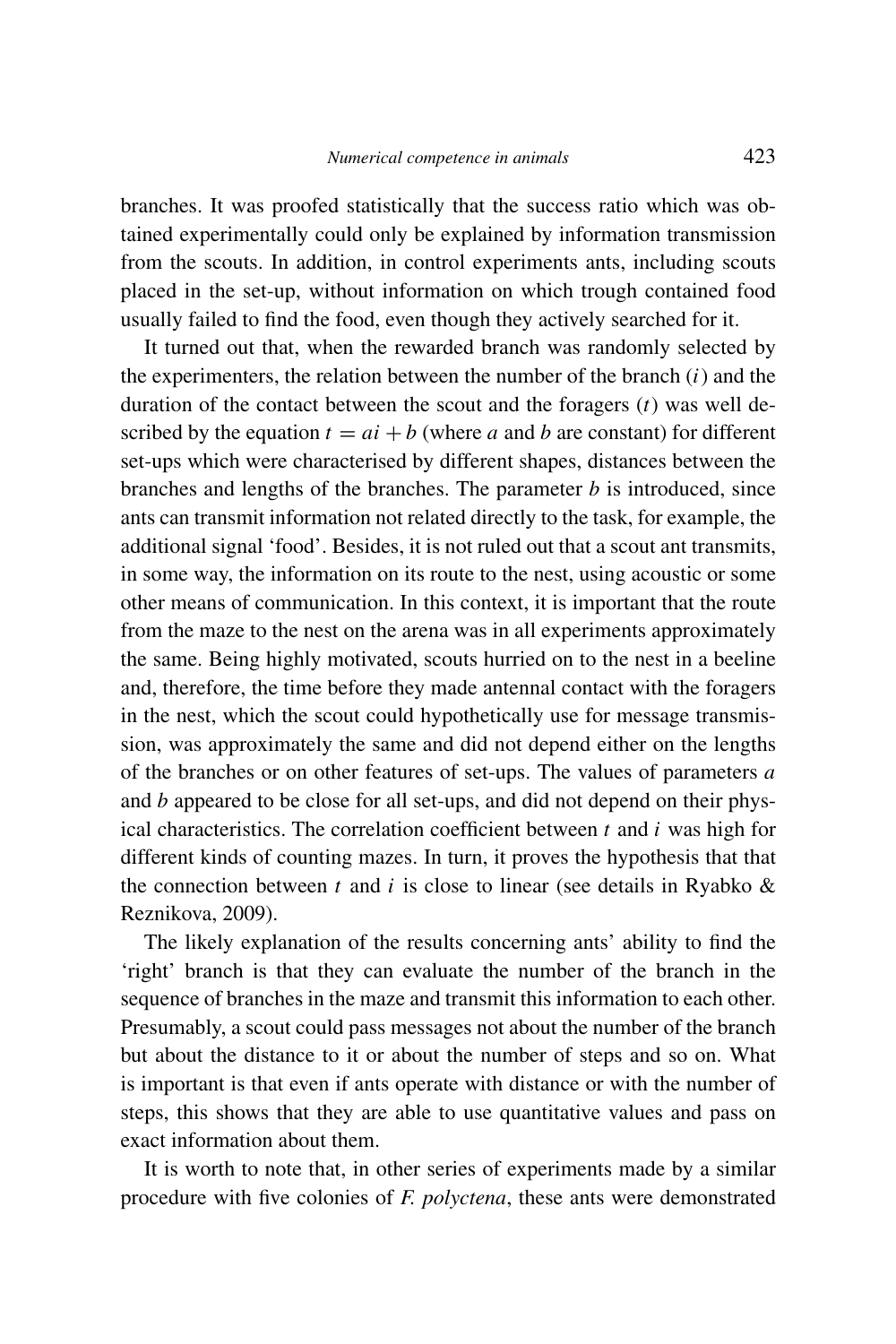branches. It was proofed statistically that the success ratio which was obtained experimentally could only be explained by information transmission from the scouts. In addition, in control experiments ants, including scouts placed in the set-up, without information on which trough contained food usually failed to find the food, even though they actively searched for it.

It turned out that, when the rewarded branch was randomly selected by the experimenters, the relation between the number of the branch ($i$) and the duration of the contact between the scout and the foragers ($t$) was well described by the equation $t = ai + b$ (where $a$ and $b$ are constant) for different set-ups which were characterised by different shapes, distances between the branches and lengths of the branches. The parameter $b$ is introduced, since ants can transmit information not related directly to the task, for example, the additional signal 'food'. Besides, it is not ruled out that a scout ant transmits, in some way, the information on its route to the nest, using acoustic or some other means of communication. In this context, it is important that the route from the maze to the nest on the arena was in all experiments approximately the same. Being highly motivated, scouts hurried on to the nest in a beeline and, therefore, the time before they made antennal contact with the foragers in the nest, which the scout could hypothetically use for message transmission, was approximately the same and did not depend either on the lengths of the branches or on other features of set-ups. The values of parameters $a$ and $b$ appeared to be close for all set-ups, and did not depend on their physical characteristics. The correlation coefficient between $t$ and $i$ was high for different kinds of counting mazes. In turn, it proves the hypothesis that that the connection between $t$ and $i$ is close to linear (see details in Ryabko & Reznikova, 2009).

The likely explanation of the results concerning ants' ability to find the 'right' branch is that they can evaluate the number of the branch in the sequence of branches in the maze and transmit this information to each other. Presumably, a scout could pass messages not about the number of the branch but about the distance to it or about the number of steps and so on. What is important is that even if ants operate with distance or with the number of steps, this shows that they are able to use quantitative values and pass on exact information about them.

It is worth to note that, in other series of experiments made by a similar procedure with five colonies of *F. polyctena*, these ants were demonstrated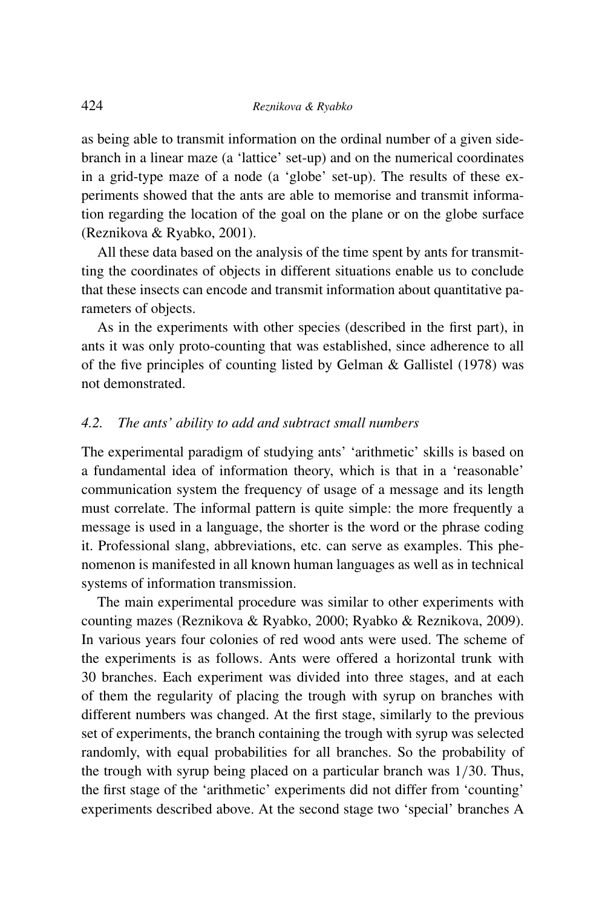as being able to transmit information on the ordinal number of a given side-branch in a linear maze (a 'lattice' set-up) and on the numerical coordinates in a grid-type maze of a node (a 'globe' set-up). The results of these experiments showed that the ants are able to memorise and transmit information regarding the location of the goal on the plane or on the globe surface (Reznikova & Ryabko, 2001).

All these data based on the analysis of the time spent by ants for transmitting the coordinates of objects in different situations enable us to conclude that these insects can encode and transmit information about quantitative parameters of objects.

As in the experiments with other species (described in the first part), in ants it was only proto-counting that was established, since adherence to all of the five principles of counting listed by Gelman & Gallistel (1978) was not demonstrated.

### *4.2. The ants' ability to add and subtract small numbers*

The experimental paradigm of studying ants' 'arithmetic' skills is based on a fundamental idea of information theory, which is that in a 'reasonable' communication system the frequency of usage of a message and its length must correlate. The informal pattern is quite simple: the more frequently a message is used in a language, the shorter is the word or the phrase coding it. Professional slang, abbreviations, etc. can serve as examples. This phenomenon is manifested in all known human languages as well as in technical systems of information transmission.

The main experimental procedure was similar to other experiments with counting mazes (Reznikova & Ryabko, 2000; Ryabko & Reznikova, 2009). In various years four colonies of red wood ants were used. The scheme of the experiments is as follows. Ants were offered a horizontal trunk with 30 branches. Each experiment was divided into three stages, and at each of them the regularity of placing the trough with syrup on branches with different numbers was changed. At the first stage, similarly to the previous set of experiments, the branch containing the trough with syrup was selected randomly, with equal probabilities for all branches. So the probability of the trough with syrup being placed on a particular branch was $1/30$. Thus, the first stage of the 'arithmetic' experiments did not differ from 'counting' experiments described above. At the second stage two 'special' branches A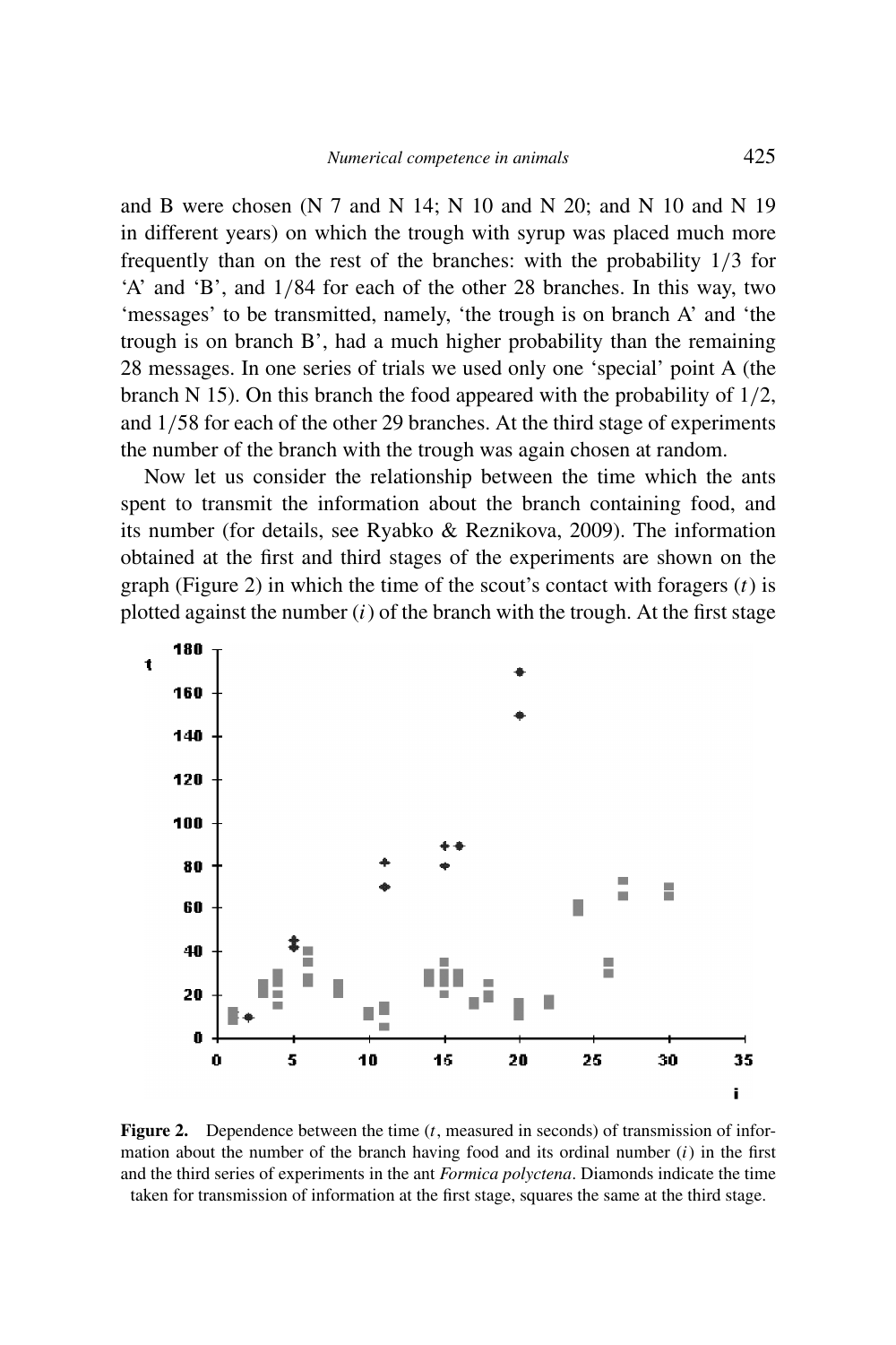and B were chosen (N 7 and N 14; N 10 and N 20; and N 10 and N 19 in different years) on which the trough with syrup was placed much more frequently than on the rest of the branches: with the probability $1/3$ for 'A' and 'B', and $1/84$ for each of the other 28 branches. In this way, two 'messages' to be transmitted, namely, 'the trough is on branch A' and 'the trough is on branch B', had a much higher probability than the remaining 28 messages. In one series of trials we used only one 'special' point A (the branch N 15). On this branch the food appeared with the probability of $1/2$, and $1/58$ for each of the other 29 branches. At the third stage of experiments the number of the branch with the trough was again chosen at random.

Now let us consider the relationship between the time which the ants spent to transmit the information about the branch containing food, and its number (for details, see Ryabko & Reznikova, 2009). The information obtained at the first and third stages of the experiments are shown on the graph (Figure 2) in which the time of the scout's contact with foragers ($t$) is plotted against the number ($i$) of the branch with the trough. At the first stage

**Figure 2.** Dependence between the time ($t$, measured in seconds) of transmission of information about the number of the branch having food and its ordinal number ($i$) in the first and the third series of experiments in the ant *Formica polyctena*. Diamonds indicate the time taken for transmission of information at the first stage, squares the same at the third stage.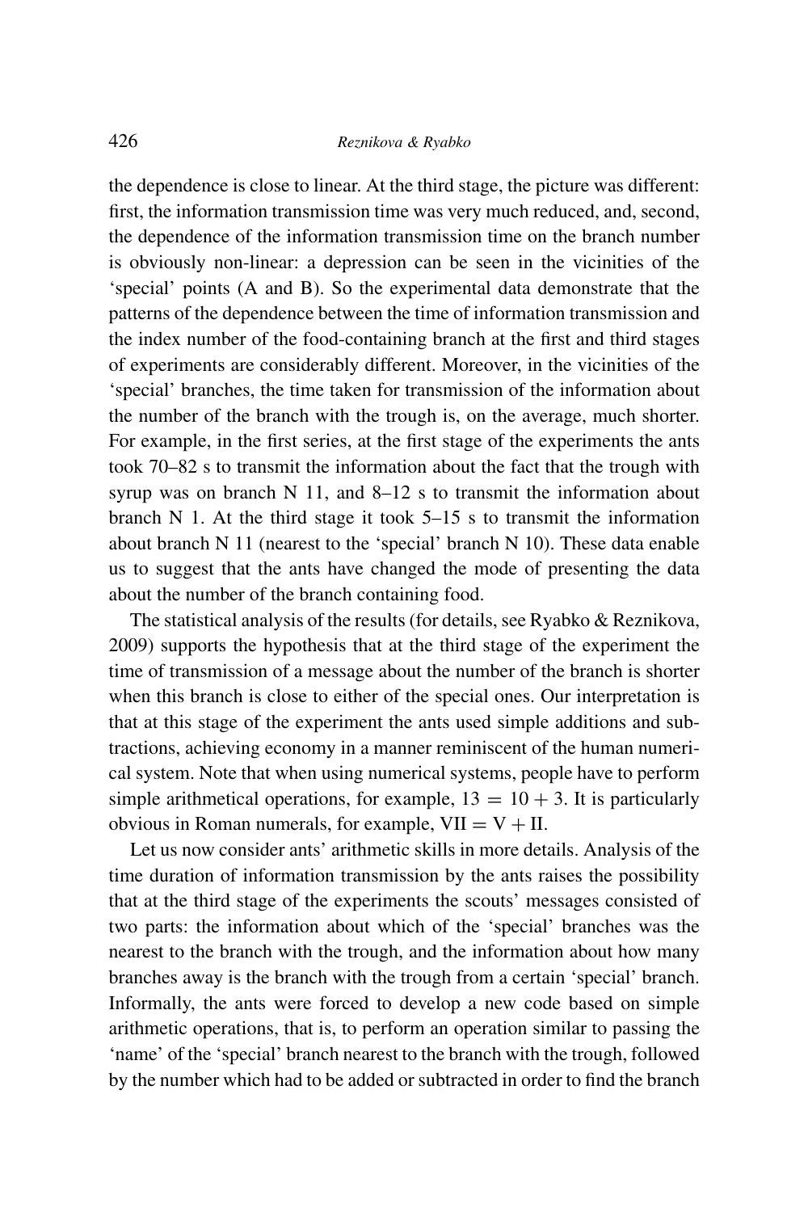the dependence is close to linear. At the third stage, the picture was different: first, the information transmission time was very much reduced, and, second, the dependence of the information transmission time on the branch number is obviously non-linear: a depression can be seen in the vicinities of the 'special' points (A and B). So the experimental data demonstrate that the patterns of the dependence between the time of information transmission and the index number of the food-containing branch at the first and third stages of experiments are considerably different. Moreover, in the vicinities of the 'special' branches, the time taken for transmission of the information about the number of the branch with the trough is, on the average, much shorter. For example, in the first series, at the first stage of the experiments the ants took 70–82 s to transmit the information about the fact that the trough with syrup was on branch N 11, and 8–12 s to transmit the information about branch N 1. At the third stage it took 5–15 s to transmit the information about branch N 11 (nearest to the 'special' branch N 10). These data enable us to suggest that the ants have changed the mode of presenting the data about the number of the branch containing food.

The statistical analysis of the results (for details, see Ryabko & Reznikova, 2009) supports the hypothesis that at the third stage of the experiment the time of transmission of a message about the number of the branch is shorter when this branch is close to either of the special ones. Our interpretation is that at this stage of the experiment the ants used simple additions and subtractions, achieving economy in a manner reminiscent of the human numerical system. Note that when using numerical systems, people have to perform simple arithmetical operations, for example, $13 = 10 + 3$. It is particularly obvious in Roman numerals, for example, $\text{VII} = \text{V} + \text{II}$.

Let us now consider ants' arithmetic skills in more details. Analysis of the time duration of information transmission by the ants raises the possibility that at the third stage of the experiments the scouts' messages consisted of two parts: the information about which of the 'special' branches was the nearest to the branch with the trough, and the information about how many branches away is the branch with the trough from a certain 'special' branch. Informally, the ants were forced to develop a new code based on simple arithmetic operations, that is, to perform an operation similar to passing the 'name' of the 'special' branch nearest to the branch with the trough, followed by the number which had to be added or subtracted in order to find the branch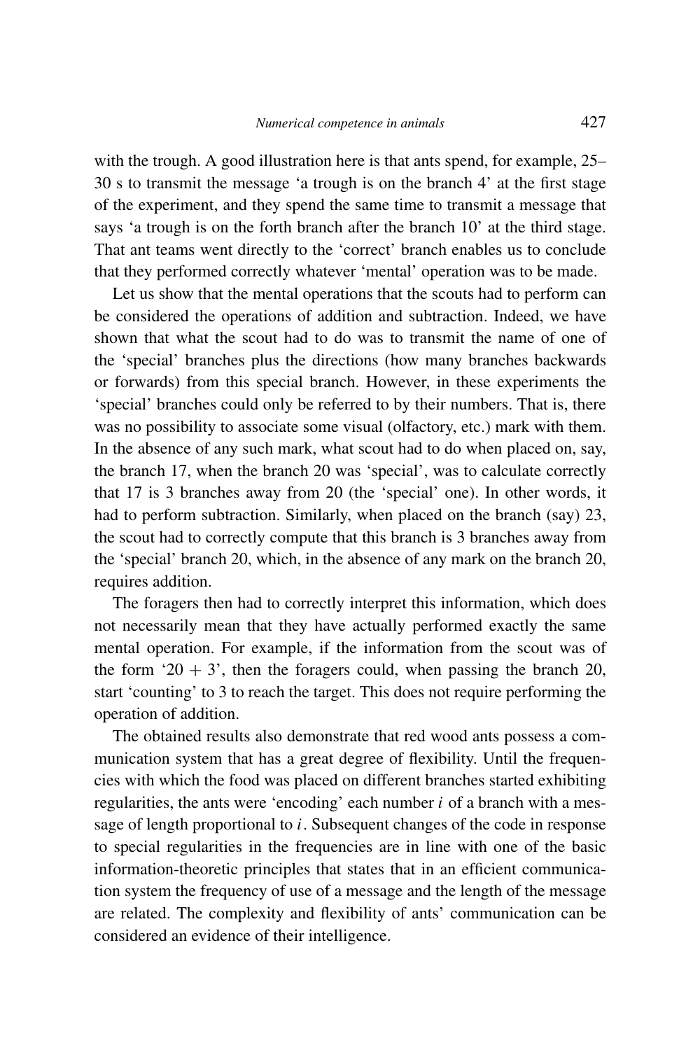with the trough. A good illustration here is that ants spend, for example, 25–30 s to transmit the message 'a trough is on the branch 4' at the first stage of the experiment, and they spend the same time to transmit a message that says 'a trough is on the forth branch after the branch 10' at the third stage. That ant teams went directly to the 'correct' branch enables us to conclude that they performed correctly whatever 'mental' operation was to be made.

Let us show that the mental operations that the scouts had to perform can be considered the operations of addition and subtraction. Indeed, we have shown that what the scout had to do was to transmit the name of one of the 'special' branches plus the directions (how many branches backwards or forwards) from this special branch. However, in these experiments the 'special' branches could only be referred to by their numbers. That is, there was no possibility to associate some visual (olfactory, etc.) mark with them. In the absence of any such mark, what scout had to do when placed on, say, the branch 17, when the branch 20 was 'special', was to calculate correctly that 17 is 3 branches away from 20 (the 'special' one). In other words, it had to perform subtraction. Similarly, when placed on the branch (say) 23, the scout had to correctly compute that this branch is 3 branches away from the 'special' branch 20, which, in the absence of any mark on the branch 20, requires addition.

The foragers then had to correctly interpret this information, which does not necessarily mean that they have actually performed exactly the same mental operation. For example, if the information from the scout was of the form '$20 + 3$', then the foragers could, when passing the branch 20, start 'counting' to 3 to reach the target. This does not require performing the operation of addition.

The obtained results also demonstrate that red wood ants possess a communication system that has a great degree of flexibility. Until the frequencies with which the food was placed on different branches started exhibiting regularities, the ants were 'encoding' each number $i$ of a branch with a message of length proportional to $i$. Subsequent changes of the code in response to special regularities in the frequencies are in line with one of the basic information-theoretic principles that states that in an efficient communication system the frequency of use of a message and the length of the message are related. The complexity and flexibility of ants' communication can be considered an evidence of their intelligence.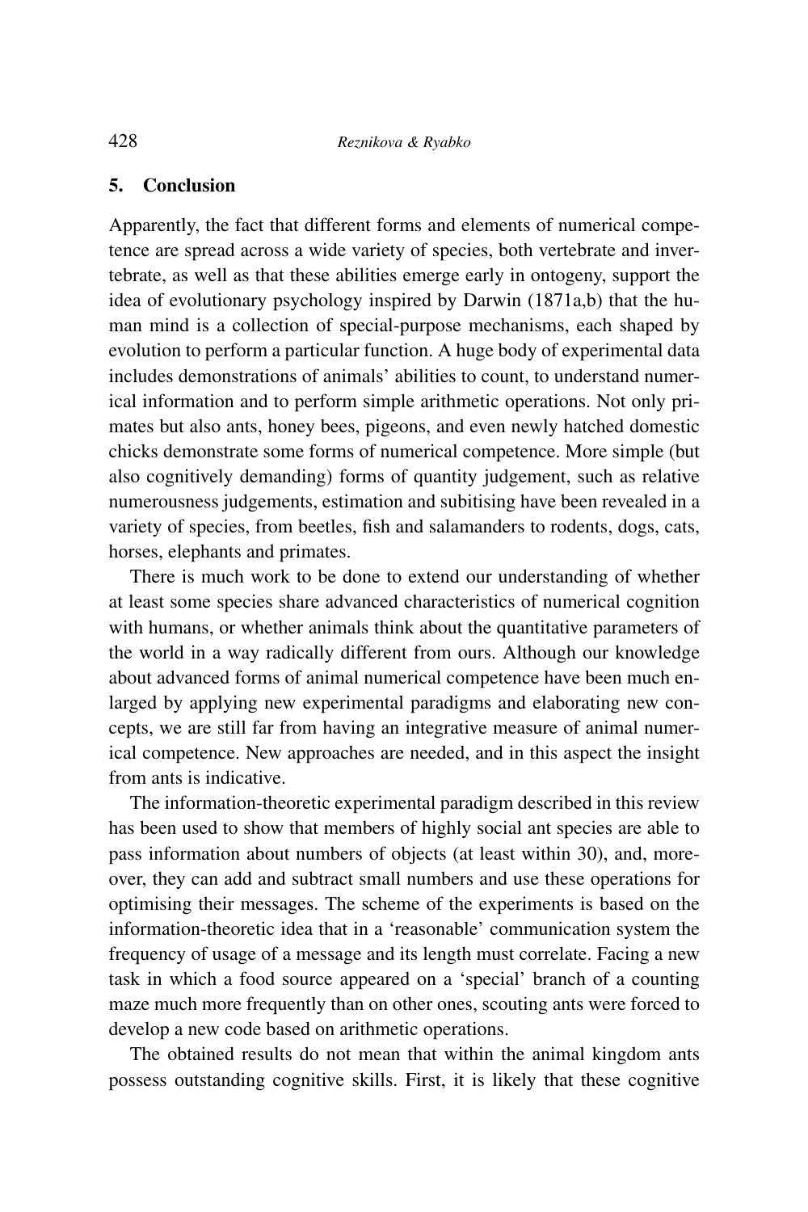## 5. Conclusion

Apparently, the fact that different forms and elements of numerical competence are spread across a wide variety of species, both vertebrate and invertebrate, as well as that these abilities emerge early in ontogeny, support the idea of evolutionary psychology inspired by Darwin (1871a,b) that the human mind is a collection of special-purpose mechanisms, each shaped by evolution to perform a particular function. A huge body of experimental data includes demonstrations of animals' abilities to count, to understand numerical information and to perform simple arithmetic operations. Not only primates but also ants, honey bees, pigeons, and even newly hatched domestic chicks demonstrate some forms of numerical competence. More simple (but also cognitively demanding) forms of quantity judgement, such as relative numerousness judgements, estimation and subitising have been revealed in a variety of species, from beetles, fish and salamanders to rodents, dogs, cats, horses, elephants and primates.

There is much work to be done to extend our understanding of whether at least some species share advanced characteristics of numerical cognition with humans, or whether animals think about the quantitative parameters of the world in a way radically different from ours. Although our knowledge about advanced forms of animal numerical competence have been much enlarged by applying new experimental paradigms and elaborating new concepts, we are still far from having an integrative measure of animal numerical competence. New approaches are needed, and in this aspect the insight from ants is indicative.

The information-theoretic experimental paradigm described in this review has been used to show that members of highly social ant species are able to pass information about numbers of objects (at least within 30), and, moreover, they can add and subtract small numbers and use these operations for optimising their messages. The scheme of the experiments is based on the information-theoretic idea that in a 'reasonable' communication system the frequency of usage of a message and its length must correlate. Facing a new task in which a food source appeared on a 'special' branch of a counting maze much more frequently than on other ones, scouting ants were forced to develop a new code based on arithmetic operations.

The obtained results do not mean that within the animal kingdom ants possess outstanding cognitive skills. First, it is likely that these cognitive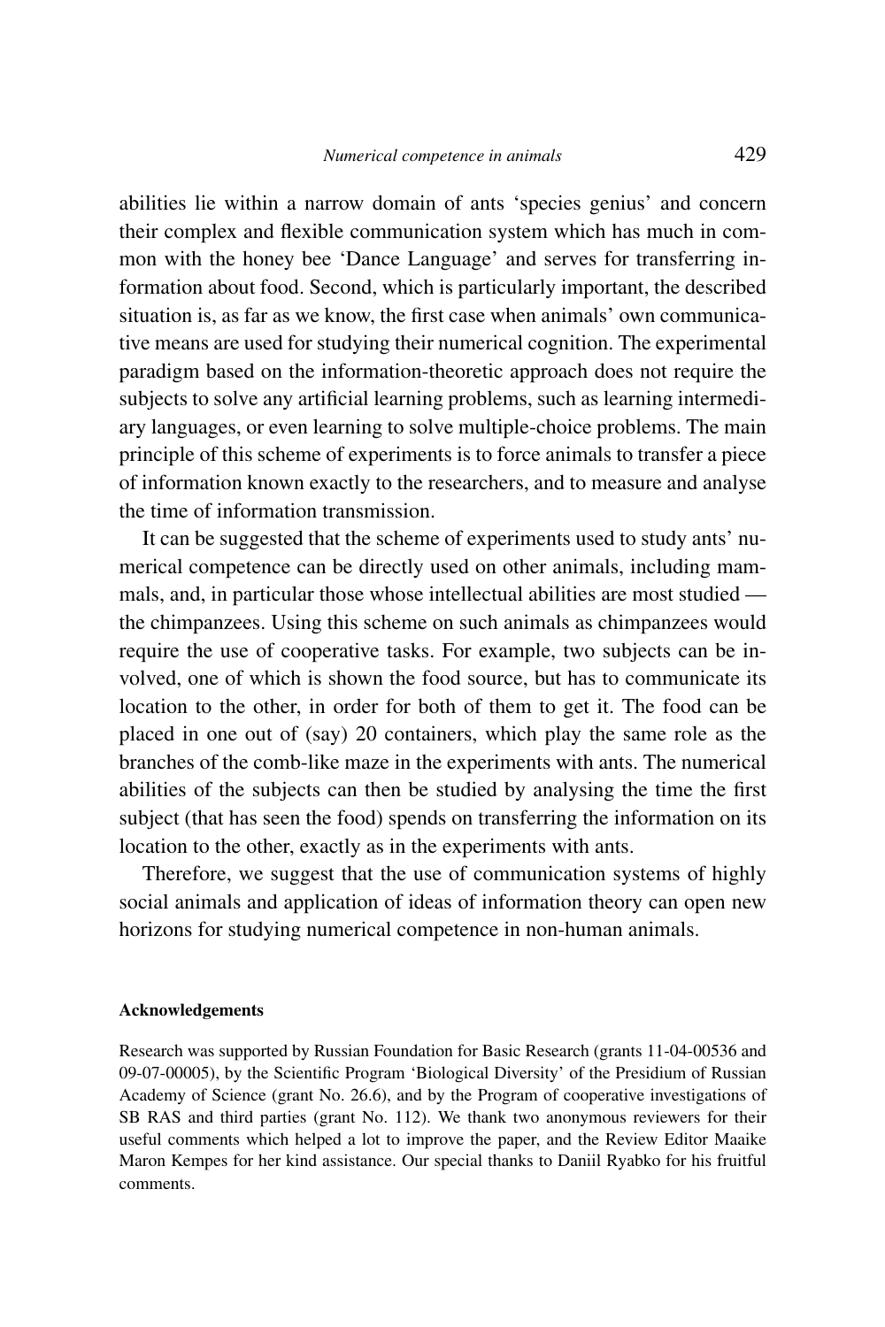abilities lie within a narrow domain of ants 'species genius' and concern their complex and flexible communication system which has much in common with the honey bee 'Dance Language' and serves for transferring information about food. Second, which is particularly important, the described situation is, as far as we know, the first case when animals' own communicative means are used for studying their numerical cognition. The experimental paradigm based on the information-theoretic approach does not require the subjects to solve any artificial learning problems, such as learning intermediary languages, or even learning to solve multiple-choice problems. The main principle of this scheme of experiments is to force animals to transfer a piece of information known exactly to the researchers, and to measure and analyse the time of information transmission.

It can be suggested that the scheme of experiments used to study ants' numerical competence can be directly used on other animals, including mammals, and, in particular those whose intellectual abilities are most studied — the chimpanzees. Using this scheme on such animals as chimpanzees would require the use of cooperative tasks. For example, two subjects can be involved, one of which is shown the food source, but has to communicate its location to the other, in order for both of them to get it. The food can be placed in one out of (say) 20 containers, which play the same role as the branches of the comb-like maze in the experiments with ants. The numerical abilities of the subjects can then be studied by analysing the time the first subject (that has seen the food) spends on transferring the information on its location to the other, exactly as in the experiments with ants.

Therefore, we suggest that the use of communication systems of highly social animals and application of ideas of information theory can open new horizons for studying numerical competence in non-human animals.

#### Acknowledgements

Research was supported by Russian Foundation for Basic Research (grants 11-04-00536 and 09-07-00005), by the Scientific Program 'Biological Diversity' of the Presidium of Russian Academy of Science (grant No. 26.6), and by the Program of cooperative investigations of SB RAS and third parties (grant No. 112). We thank two anonymous reviewers for their useful comments which helped a lot to improve the paper, and the Review Editor Maaike Maron Kempes for her kind assistance. Our special thanks to Daniil Ryabko for his fruitful comments.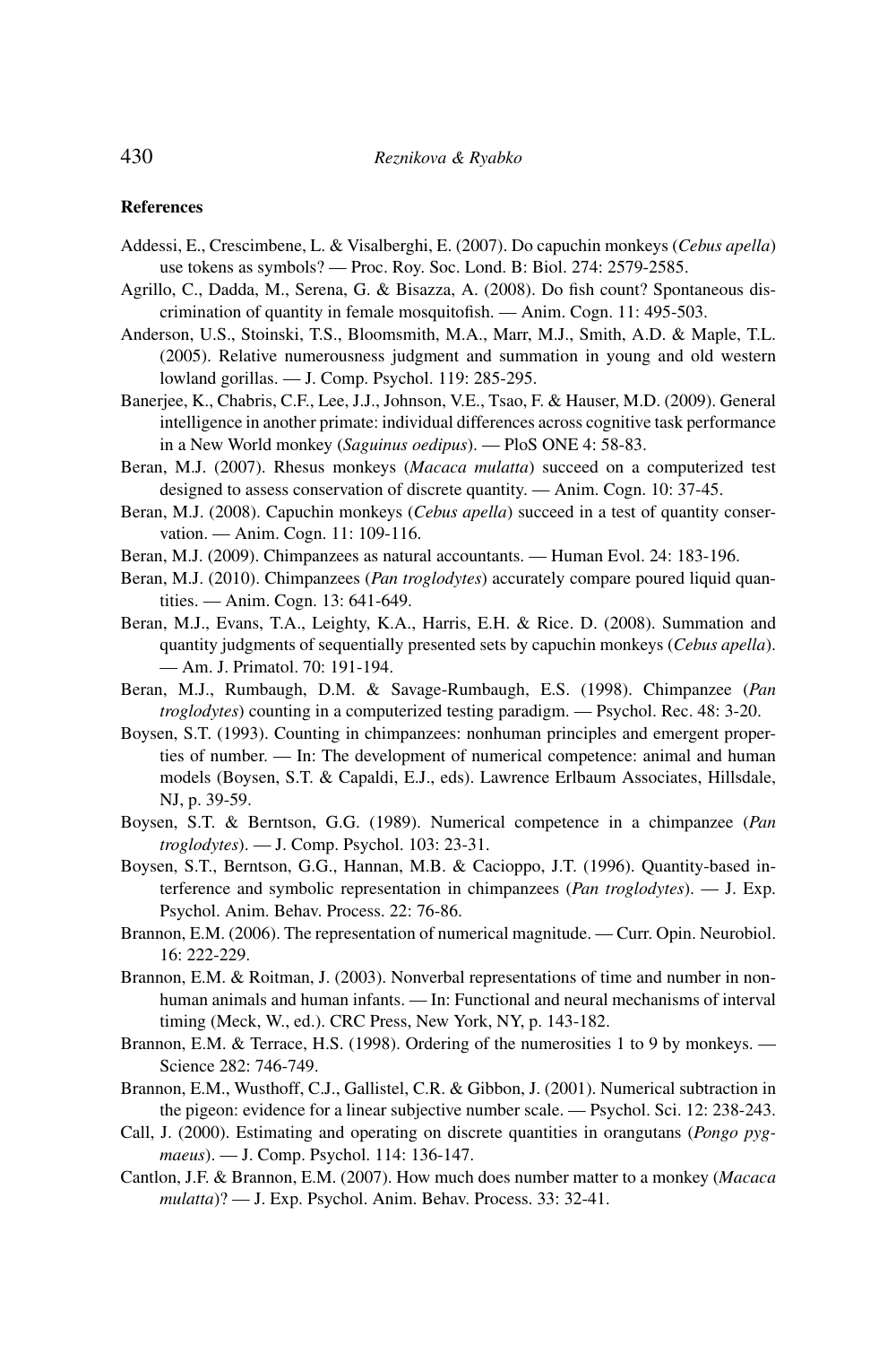## References

Addessi, E., Crescimbene, L. & Visalberghi, E. (2007). Do capuchin monkeys (*Cebus apella*) use tokens as symbols? — Proc. Roy. Soc. Lond. B: Biol. 274: 2579-2585.

Agrillo, C., Dadda, M., Serena, G. & Bisazza, A. (2008). Do fish count? Spontaneous discrimination of quantity in female mosquitofish. — Anim. Cogn. 11: 495-503.

Anderson, U.S., Stoinski, T.S., Bloomsmith, M.A., Marr, M.J., Smith, A.D. & Maple, T.L. (2005). Relative numerousness judgment and summation in young and old western lowland gorillas. — J. Comp. Psychol. 119: 285-295.

Banerjee, K., Chabris, C.F., Lee, J.J., Johnson, V.E., Tsao, F. & Hauser, M.D. (2009). General intelligence in another primate: individual differences across cognitive task performance in a New World monkey (*Saguinus oedipus*). — PloS ONE 4: 58-83.

Beran, M.J. (2007). Rhesus monkeys (*Macaca mulatta*) succeed on a computerized test designed to assess conservation of discrete quantity. — Anim. Cogn. 10: 37-45.

Beran, M.J. (2008). Capuchin monkeys (*Cebus apella*) succeed in a test of quantity conservation. — Anim. Cogn. 11: 109-116.

Beran, M.J. (2009). Chimpanzees as natural accountants. — Human Evol. 24: 183-196.

Beran, M.J. (2010). Chimpanzees (*Pan troglodytes*) accurately compare poured liquid quantities. — Anim. Cogn. 13: 641-649.

Beran, M.J., Evans, T.A., Leighty, K.A., Harris, E.H. & Rice. D. (2008). Summation and quantity judgments of sequentially presented sets by capuchin monkeys (*Cebus apella*). — Am. J. Primatol. 70: 191-194.

Beran, M.J., Rumbaugh, D.M. & Savage-Rumbaugh, E.S. (1998). Chimpanzee (*Pan troglodytes*) counting in a computerized testing paradigm. — Psychol. Rec. 48: 3-20.

Boysen, S.T. (1993). Counting in chimpanzees: nonhuman principles and emergent properties of number. — In: The development of numerical competence: animal and human models (Boysen, S.T. & Capaldi, E.J., eds). Lawrence Erlbaum Associates, Hillsdale, NJ, p. 39-59.

Boysen, S.T. & Berntson, G.G. (1989). Numerical competence in a chimpanzee (*Pan troglodytes*). — J. Comp. Psychol. 103: 23-31.

Boysen, S.T., Berntson, G.G., Hannan, M.B. & Cacioppo, J.T. (1996). Quantity-based interference and symbolic representation in chimpanzees (*Pan troglodytes*). — J. Exp. Psychol. Anim. Behav. Process. 22: 76-86.

Brannon, E.M. (2006). The representation of numerical magnitude. — Curr. Opin. Neurobiol. 16: 222-229.

Brannon, E.M. & Roitman, J. (2003). Nonverbal representations of time and number in nonhuman animals and human infants. — In: Functional and neural mechanisms of interval timing (Meck, W., ed.). CRC Press, New York, NY, p. 143-182.

Brannon, E.M. & Terrace, H.S. (1998). Ordering of the numerosities 1 to 9 by monkeys. — Science 282: 746-749.

Brannon, E.M., Wusthoff, C.J., Gallistel, C.R. & Gibbon, J. (2001). Numerical subtraction in the pigeon: evidence for a linear subjective number scale. — Psychol. Sci. 12: 238-243.

Call, J. (2000). Estimating and operating on discrete quantities in orangutans (*Pongo pygmaeus*). — J. Comp. Psychol. 114: 136-147.

Cantlon, J.F. & Brannon, E.M. (2007). How much does number matter to a monkey (*Macaca mulatta*)? — J. Exp. Psychol. Anim. Behav. Process. 33: 32-41.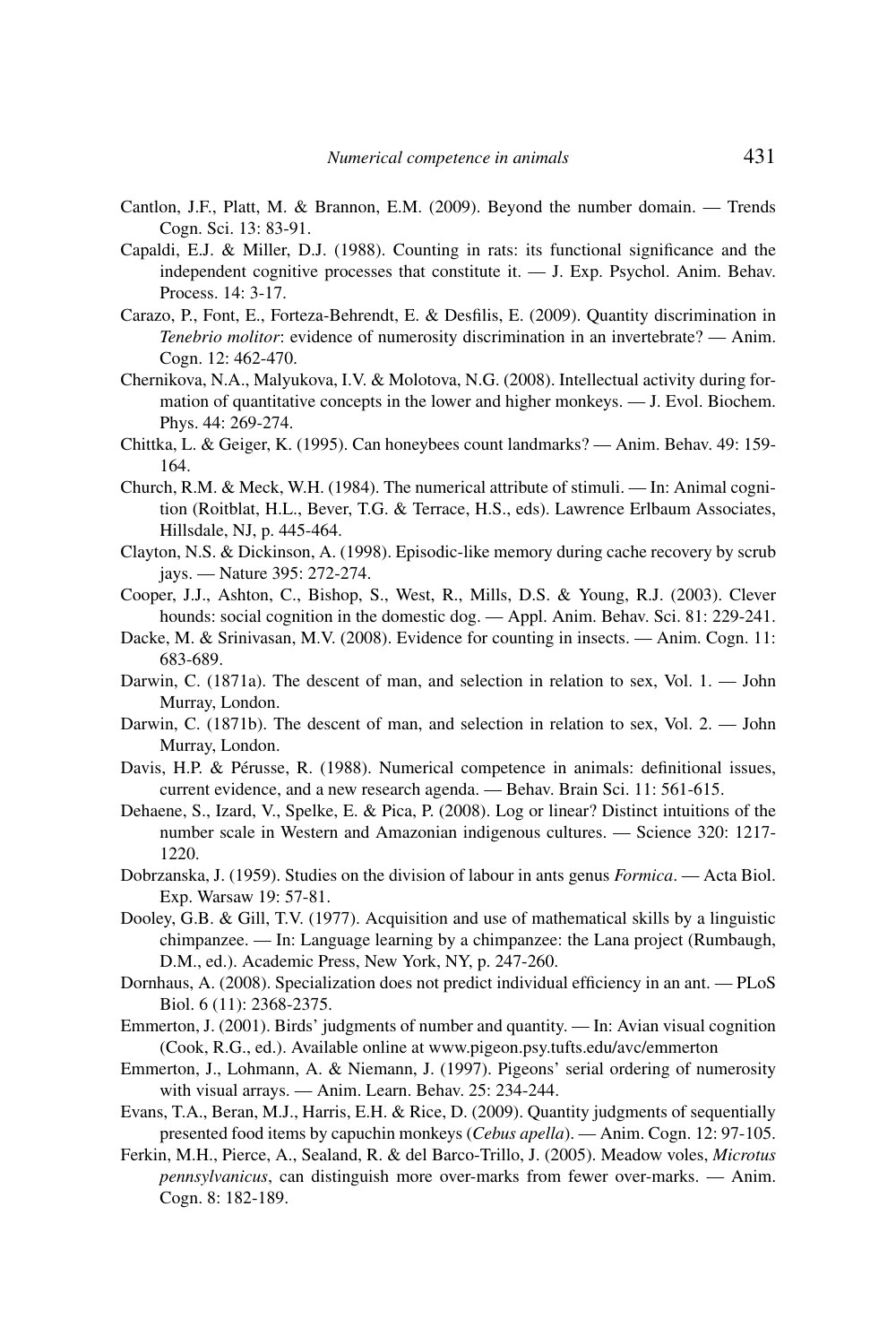Cantlon, J.F., Platt, M. & Brannon, E.M. (2009). Beyond the number domain. — Trends Cogn. Sci. 13: 83-91.

Capaldi, E.J. & Miller, D.J. (1988). Counting in rats: its functional significance and the independent cognitive processes that constitute it. — J. Exp. Psychol. Anim. Behav. Process. 14: 3-17.

Carazo, P., Font, E., Forteza-Behrendt, E. & Desfilis, E. (2009). Quantity discrimination in *Tenebrio molitor*: evidence of numerosity discrimination in an invertebrate? — Anim. Cogn. 12: 462-470.

Chernikova, N.A., Malyukova, I.V. & Molotova, N.G. (2008). Intellectual activity during formation of quantitative concepts in the lower and higher monkeys. — J. Evol. Biochem. Phys. 44: 269-274.

Chittka, L. & Geiger, K. (1995). Can honeybees count landmarks? — Anim. Behav. 49: 159-164.

Church, R.M. & Meck, W.H. (1984). The numerical attribute of stimuli. — In: Animal cognition (Roitblat, H.L., Bever, T.G. & Terrace, H.S., eds). Lawrence Erlbaum Associates, Hillsdale, NJ, p. 445-464.

Clayton, N.S. & Dickinson, A. (1998). Episodic-like memory during cache recovery by scrub jays. — Nature 395: 272-274.

Cooper, J.J., Ashton, C., Bishop, S., West, R., Mills, D.S. & Young, R.J. (2003). Clever hounds: social cognition in the domestic dog. — Appl. Anim. Behav. Sci. 81: 229-241.

Dacke, M. & Srinivasan, M.V. (2008). Evidence for counting in insects. — Anim. Cogn. 11: 683-689.

Darwin, C. (1871a). The descent of man, and selection in relation to sex, Vol. 1. — John Murray, London.

Darwin, C. (1871b). The descent of man, and selection in relation to sex, Vol. 2. — John Murray, London.

Davis, H.P. & Pérusse, R. (1988). Numerical competence in animals: definitional issues, current evidence, and a new research agenda. — Behav. Brain Sci. 11: 561-615.

Dehaene, S., Izard, V., Spelke, E. & Pica, P. (2008). Log or linear? Distinct intuitions of the number scale in Western and Amazonian indigenous cultures. — Science 320: 1217-1220.

Dobrzanska, J. (1959). Studies on the division of labour in ants genus *Formica*. — Acta Biol. Exp. Warsaw 19: 57-81.

Dooley, G.B. & Gill, T.V. (1977). Acquisition and use of mathematical skills by a linguistic chimpanzee. — In: Language learning by a chimpanzee: the Lana project (Rumbaugh, D.M., ed.). Academic Press, New York, NY, p. 247-260.

Dornhaus, A. (2008). Specialization does not predict individual efficiency in an ant. — PLoS Biol. 6 (11): 2368-2375.

Emmerton, J. (2001). Birds' judgments of number and quantity. — In: Avian visual cognition (Cook, R.G., ed.). Available online at www.pigeon.psy.tufts.edu/avc/emmerton

Emmerton, J., Lohmann, A. & Niemann, J. (1997). Pigeons' serial ordering of numerosity with visual arrays. — Anim. Learn. Behav. 25: 234-244.

Evans, T.A., Beran, M.J., Harris, E.H. & Rice, D. (2009). Quantity judgments of sequentially presented food items by capuchin monkeys (*Cebus apella*). — Anim. Cogn. 12: 97-105.

Ferkin, M.H., Pierce, A., Sealand, R. & del Barco-Trillo, J. (2005). Meadow voles, *Microtus pennsylvanicus*, can distinguish more over-marks from fewer over-marks. — Anim. Cogn. 8: 182-189.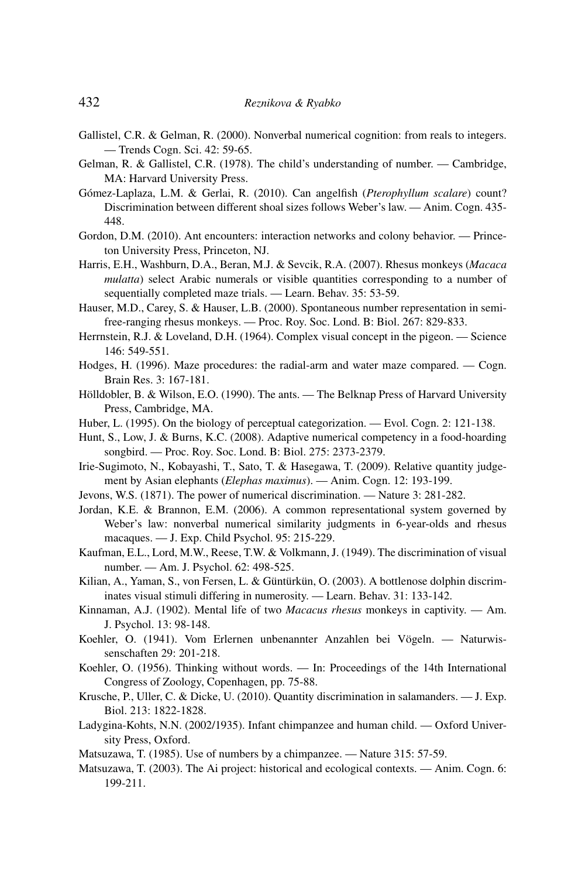Gallistel, C.R. & Gelman, R. (2000). Nonverbal numerical cognition: from reals to integers. — Trends Cogn. Sci. 42: 59-65.

Gelman, R. & Gallistel, C.R. (1978). The child's understanding of number. — Cambridge, MA: Harvard University Press.

Gómez-Laplaza, L.M. & Gerlai, R. (2010). Can angelfish (*Pterophyllum scalare*) count? Discrimination between different shoal sizes follows Weber's law. — Anim. Cogn. 435-448.

Gordon, D.M. (2010). Ant encounters: interaction networks and colony behavior. — Princeton University Press, Princeton, NJ.

Harris, E.H., Washburn, D.A., Beran, M.J. & Sevcik, R.A. (2007). Rhesus monkeys (*Macaca mulatta*) select Arabic numerals or visible quantities corresponding to a number of sequentially completed maze trials. — Learn. Behav. 35: 53-59.

Hauser, M.D., Carey, S. & Hauser, L.B. (2000). Spontaneous number representation in semi-free-ranging rhesus monkeys. — Proc. Roy. Soc. Lond. B: Biol. 267: 829-833.

Herrnstein, R.J. & Loveland, D.H. (1964). Complex visual concept in the pigeon. — Science 146: 549-551.

Hodges, H. (1996). Maze procedures: the radial-arm and water maze compared. — Cogn. Brain Res. 3: 167-181.

Hölldobler, B. & Wilson, E.O. (1990). The ants. — The Belknap Press of Harvard University Press, Cambridge, MA.

Huber, L. (1995). On the biology of perceptual categorization. — Evol. Cogn. 2: 121-138.

Hunt, S., Low, J. & Burns, K.C. (2008). Adaptive numerical competency in a food-hoarding songbird. — Proc. Roy. Soc. Lond. B: Biol. 275: 2373-2379.

Irie-Sugimoto, N., Kobayashi, T., Sato, T. & Hasegawa, T. (2009). Relative quantity judgement by Asian elephants (*Elephas maximus*). — Anim. Cogn. 12: 193-199.

Jevons, W.S. (1871). The power of numerical discrimination. — Nature 3: 281-282.

Jordan, K.E. & Brannon, E.M. (2006). A common representational system governed by Weber's law: nonverbal numerical similarity judgments in 6-year-olds and rhesus macaques. — J. Exp. Child Psychol. 95: 215-229.

Kaufman, E.L., Lord, M.W., Reese, T.W. & Volkmann, J. (1949). The discrimination of visual number. — Am. J. Psychol. 62: 498-525.

Kilian, A., Yaman, S., von Fersen, L. & Güntürkün, O. (2003). A bottlenose dolphin discriminates visual stimuli differing in numerosity. — Learn. Behav. 31: 133-142.

Kinnaman, A.J. (1902). Mental life of two *Macacus rhesus* monkeys in captivity. — Am. J. Psychol. 13: 98-148.

Koehler, O. (1941). Vom Erlernen unbenannter Anzahlen bei Vögeln. — Naturwissenschaften 29: 201-218.

Koehler, O. (1956). Thinking without words. — In: Proceedings of the 14th International Congress of Zoology, Copenhagen, pp. 75-88.

Krusche, P., Uller, C. & Dicke, U. (2010). Quantity discrimination in salamanders. — J. Exp. Biol. 213: 1822-1828.

Ladygina-Kohts, N.N. (2002/1935). Infant chimpanzee and human child. — Oxford University Press, Oxford.

Matsuzawa, T. (1985). Use of numbers by a chimpanzee. — Nature 315: 57-59.

Matsuzawa, T. (2003). The Ai project: historical and ecological contexts. — Anim. Cogn. 6: 199-211.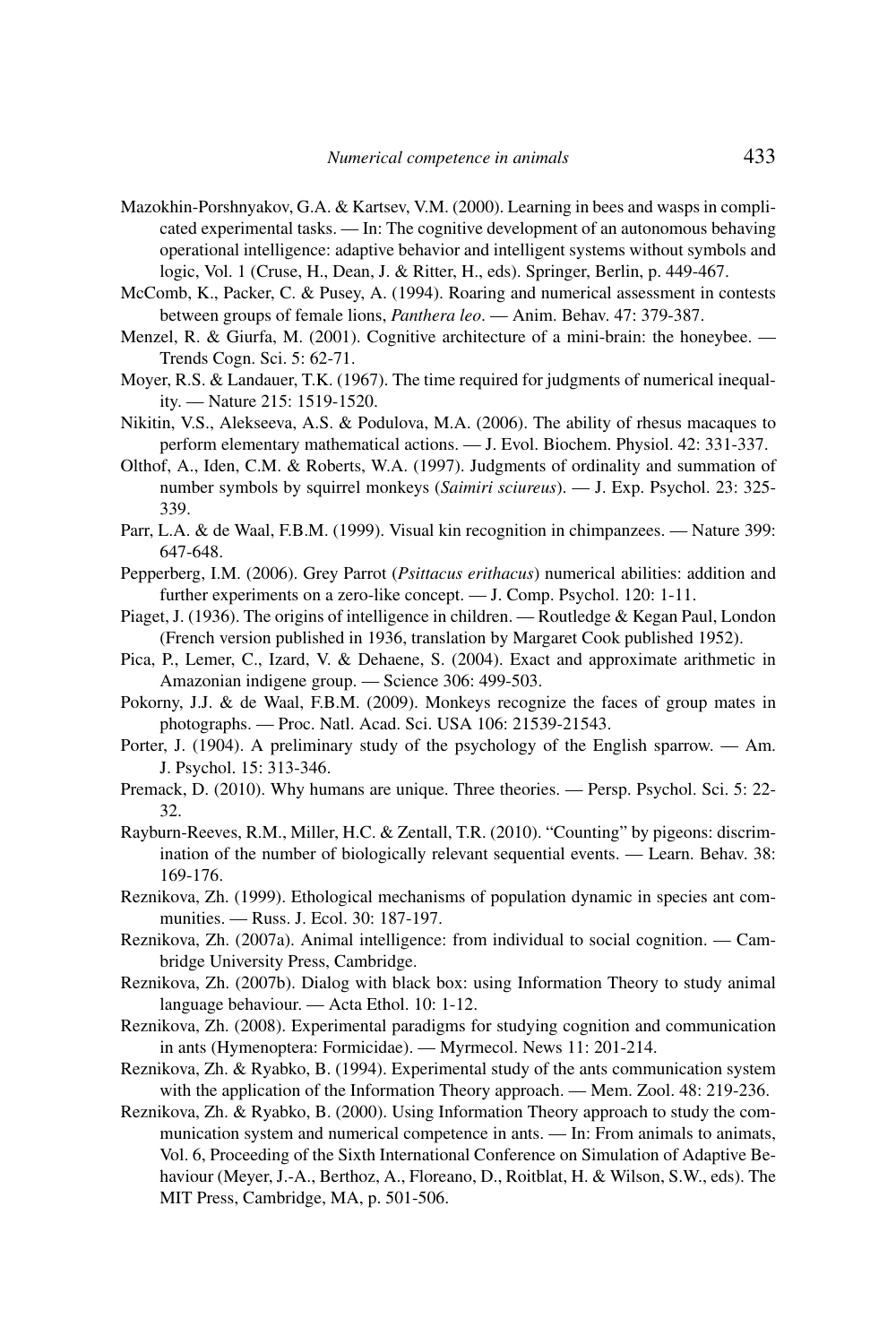Mazokhin-Porshnyakov, G.A. & Kartsev, V.M. (2000). Learning in bees and wasps in complicated experimental tasks. — In: The cognitive development of an autonomous behaving operational intelligence: adaptive behavior and intelligent systems without symbols and logic, Vol. 1 (Cruse, H., Dean, J. & Ritter, H., eds). Springer, Berlin, p. 449-467.

McComb, K., Packer, C. & Pusey, A. (1994). Roaring and numerical assessment in contests between groups of female lions, *Panthera leo*. — Anim. Behav. 47: 379-387.

Menzel, R. & Giurfa, M. (2001). Cognitive architecture of a mini-brain: the honeybee. — Trends Cogn. Sci. 5: 62-71.

Moyer, R.S. & Landauer, T.K. (1967). The time required for judgments of numerical inequality. — Nature 215: 1519-1520.

Nikitin, V.S., Alekseeva, A.S. & Podulova, M.A. (2006). The ability of rhesus macaques to perform elementary mathematical actions. — J. Evol. Biochem. Physiol. 42: 331-337.

Olthof, A., Iden, C.M. & Roberts, W.A. (1997). Judgments of ordinality and summation of number symbols by squirrel monkeys (*Saimiri sciureus*). — J. Exp. Psychol. 23: 325-339.

Parr, L.A. & de Waal, F.B.M. (1999). Visual kin recognition in chimpanzees. — Nature 399: 647-648.

Pepperberg, I.M. (2006). Grey Parrot (*Psittacus erithacus*) numerical abilities: addition and further experiments on a zero-like concept. — J. Comp. Psychol. 120: 1-11.

Piaget, J. (1936). The origins of intelligence in children. — Routledge & Kegan Paul, London (French version published in 1936, translation by Margaret Cook published 1952).

Pica, P., Lemer, C., Izard, V. & Dehaene, S. (2004). Exact and approximate arithmetic in Amazonian indigene group. — Science 306: 499-503.

Pokorny, J.J. & de Waal, F.B.M. (2009). Monkeys recognize the faces of group mates in photographs. — Proc. Natl. Acad. Sci. USA 106: 21539-21543.

Porter, J. (1904). A preliminary study of the psychology of the English sparrow. — Am. J. Psychol. 15: 313-346.

Premack, D. (2010). Why humans are unique. Three theories. — Persp. Psychol. Sci. 5: 22-32.

Rayburn-Reeves, R.M., Miller, H.C. & Zentall, T.R. (2010). "Counting" by pigeons: discrimination of the number of biologically relevant sequential events. — Learn. Behav. 38: 169-176.

Reznikova, Zh. (1999). Ethological mechanisms of population dynamic in species ant communities. — Russ. J. Ecol. 30: 187-197.

Reznikova, Zh. (2007a). Animal intelligence: from individual to social cognition. — Cambridge University Press, Cambridge.

Reznikova, Zh. (2007b). Dialog with black box: using Information Theory to study animal language behaviour. — Acta Ethol. 10: 1-12.

Reznikova, Zh. (2008). Experimental paradigms for studying cognition and communication in ants (Hymenoptera: Formicidae). — Myrmecol. News 11: 201-214.

Reznikova, Zh. & Ryabko, B. (1994). Experimental study of the ants communication system with the application of the Information Theory approach. — Mem. Zool. 48: 219-236.

Reznikova, Zh. & Ryabko, B. (2000). Using Information Theory approach to study the communication system and numerical competence in ants. — In: From animals to animats, Vol. 6, Proceeding of the Sixth International Conference on Simulation of Adaptive Behaviour (Meyer, J.-A., Berthoz, A., Floreano, D., Roitblat, H. & Wilson, S.W., eds). The MIT Press, Cambridge, MA, p. 501-506.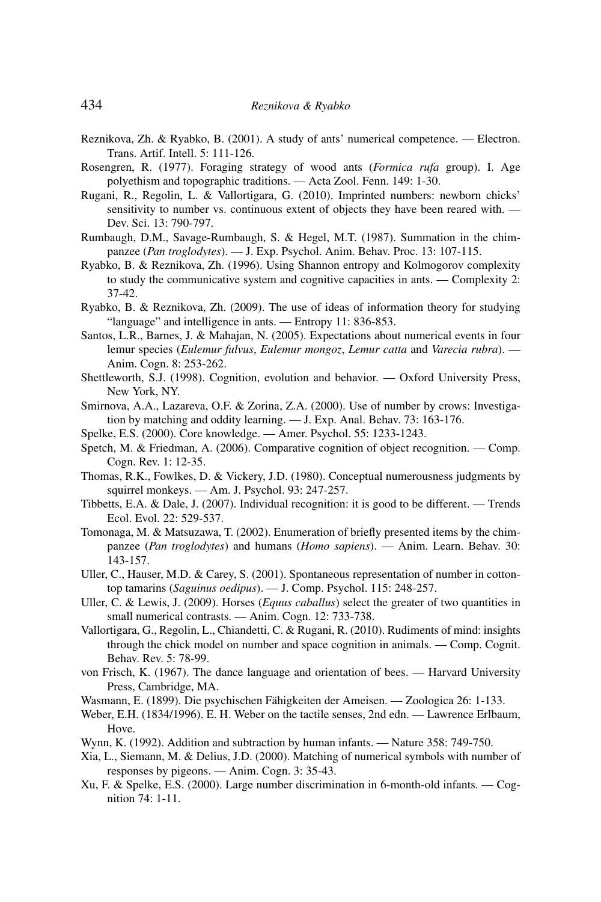Reznikova, Zh. & Ryabko, B. (2001). A study of ants' numerical competence. — Electron. Trans. Artif. Intell. 5: 111-126.

Rosengren, R. (1977). Foraging strategy of wood ants (*Formica rufa* group). I. Age polyethism and topographic traditions. — Acta Zool. Fenn. 149: 1-30.

Rugani, R., Regolin, L. & Vallortigara, G. (2010). Imprinted numbers: newborn chicks' sensitivity to number vs. continuous extent of objects they have been reared with. — Dev. Sci. 13: 790-797.

Rumbaugh, D.M., Savage-Rumbaugh, S. & Hegel, M.T. (1987). Summation in the chimpanzee (*Pan troglodytes*). — J. Exp. Psychol. Anim. Behav. Proc. 13: 107-115.

Ryabko, B. & Reznikova, Zh. (1996). Using Shannon entropy and Kolmogorov complexity to study the communicative system and cognitive capacities in ants. — Complexity 2: 37-42.

Ryabko, B. & Reznikova, Zh. (2009). The use of ideas of information theory for studying "language" and intelligence in ants. — Entropy 11: 836-853.

Santos, L.R., Barnes, J. & Mahajan, N. (2005). Expectations about numerical events in four lemur species (*Eulemur fulvus*, *Eulemur mongoz*, *Lemur catta* and *Varecia rubra*). — Anim. Cogn. 8: 253-262.

Shettleworth, S.J. (1998). Cognition, evolution and behavior. — Oxford University Press, New York, NY.

Smirnova, A.A., Lazareva, O.F. & Zorina, Z.A. (2000). Use of number by crows: Investigation by matching and oddity learning. — J. Exp. Anal. Behav. 73: 163-176.

Spelke, E.S. (2000). Core knowledge. — Amer. Psychol. 55: 1233-1243.

Spetch, M. & Friedman, A. (2006). Comparative cognition of object recognition. — Comp. Cogn. Rev. 1: 12-35.

Thomas, R.K., Fowlkes, D. & Vickery, J.D. (1980). Conceptual numerousness judgments by squirrel monkeys. — Am. J. Psychol. 93: 247-257.

Tibbetts, E.A. & Dale, J. (2007). Individual recognition: it is good to be different. — Trends Ecol. Evol. 22: 529-537.

Tomonaga, M. & Matsuzawa, T. (2002). Enumeration of briefly presented items by the chimpanzee (*Pan troglodytes*) and humans (*Homo sapiens*). — Anim. Learn. Behav. 30: 143-157.

Uller, C., Hauser, M.D. & Carey, S. (2001). Spontaneous representation of number in cotton-top tamarins (*Saguinus oedipus*). — J. Comp. Psychol. 115: 248-257.

Uller, C. & Lewis, J. (2009). Horses (*Equus caballus*) select the greater of two quantities in small numerical contrasts. — Anim. Cogn. 12: 733-738.

Vallortigara, G., Regolin, L., Chiandetti, C. & Rugani, R. (2010). Rudiments of mind: insights through the chick model on number and space cognition in animals. — Comp. Cognit. Behav. Rev. 5: 78-99.

von Frisch, K. (1967). The dance language and orientation of bees. — Harvard University Press, Cambridge, MA.

Wasmann, E. (1899). Die psychischen Fähigkeiten der Ameisen. — Zoologica 26: 1-133.

Weber, E.H. (1834/1996). E. H. Weber on the tactile senses, 2nd edn. — Lawrence Erlbaum, Hove.

Wynn, K. (1992). Addition and subtraction by human infants. — Nature 358: 749-750.

Xia, L., Siemann, M. & Delius, J.D. (2000). Matching of numerical symbols with number of responses by pigeons. — Anim. Cogn. 3: 35-43.

Xu, F. & Spelke, E.S. (2000). Large number discrimination in 6-month-old infants. — Cognition 74: 1-11.